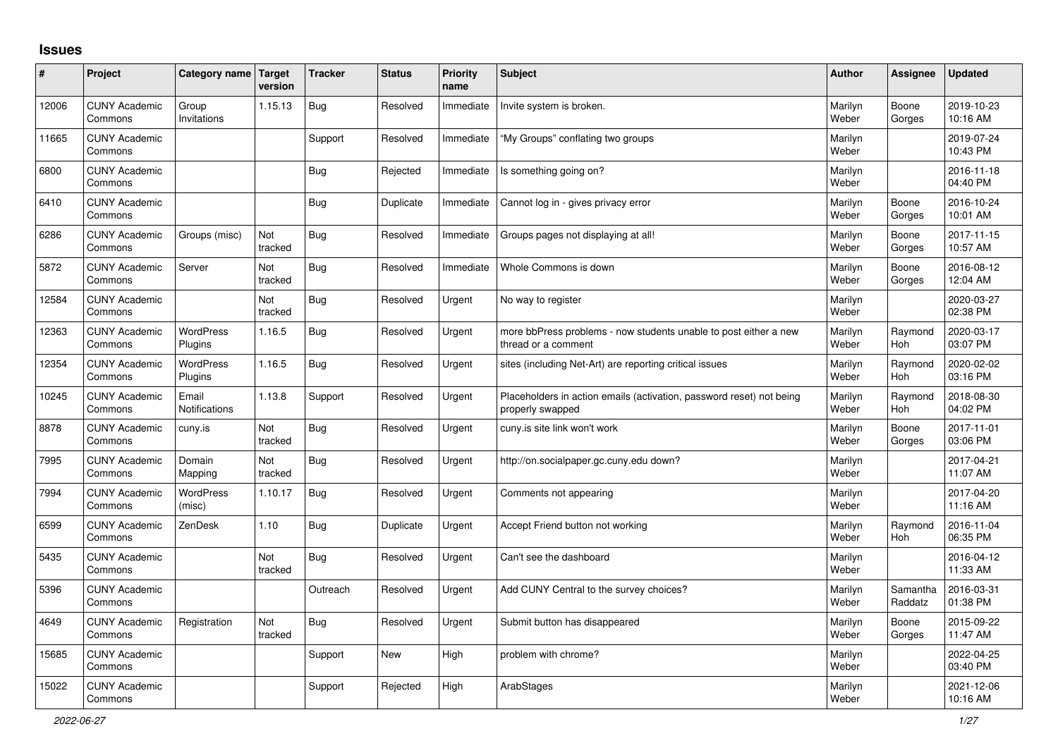# Issues

| # | Project | Category name | Target version | Tracker | Status | Priority name | Subject | Author | Assignee | Updated |
|---|---|---|---|---|---|---|---|---|---|---|
| 12006 | CUNY Academic Commons | Group Invitations | 1.15.13 | Bug | Resolved | Immediate | Invite system is broken. | Marilyn Weber | Boone Gorges | 2019-10-23 10:16 AM |
| 11665 | CUNY Academic Commons | | | Support | Resolved | Immediate | “My Groups” conflating two groups | Marilyn Weber | | 2019-07-24 10:43 PM |
| 6800 | CUNY Academic Commons | | | Bug | Rejected | Immediate | Is something going on? | Marilyn Weber | | 2016-11-18 04:40 PM |
| 6410 | CUNY Academic Commons | | | Bug | Duplicate | Immediate | Cannot log in - gives privacy error | Marilyn Weber | Boone Gorges | 2016-10-24 10:01 AM |
| 6286 | CUNY Academic Commons | Groups (misc) | Not tracked | Bug | Resolved | Immediate | Groups pages not displaying at all! | Marilyn Weber | Boone Gorges | 2017-11-15 10:57 AM |
| 5872 | CUNY Academic Commons | Server | Not tracked | Bug | Resolved | Immediate | Whole Commons is down | Marilyn Weber | Boone Gorges | 2016-08-12 12:04 AM |
| 12584 | CUNY Academic Commons | | Not tracked | Bug | Resolved | Urgent | No way to register | Marilyn Weber | | 2020-03-27 02:38 PM |
| 12363 | CUNY Academic Commons | WordPress Plugins | 1.16.5 | Bug | Resolved | Urgent | more bbPress problems - now students unable to post either a new thread or a comment | Marilyn Weber | Raymond Hoh | 2020-03-17 03:07 PM |
| 12354 | CUNY Academic Commons | WordPress Plugins | 1.16.5 | Bug | Resolved | Urgent | sites (including Net-Art) are reporting critical issues | Marilyn Weber | Raymond Hoh | 2020-02-02 03:16 PM |
| 10245 | CUNY Academic Commons | Email Notifications | 1.13.8 | Support | Resolved | Urgent | Placeholders in action emails (activation, password reset) not being properly swapped | Marilyn Weber | Raymond Hoh | 2018-08-30 04:02 PM |
| 8878 | CUNY Academic Commons | cuny.is | Not tracked | Bug | Resolved | Urgent | cuny.is site link won't work | Marilyn Weber | Boone Gorges | 2017-11-01 03:06 PM |
| 7995 | CUNY Academic Commons | Domain Mapping | Not tracked | Bug | Resolved | Urgent | http://on.socialpaper.gc.cuny.edu down? | Marilyn Weber | | 2017-04-21 11:07 AM |
| 7994 | CUNY Academic Commons | WordPress (misc) | 1.10.17 | Bug | Resolved | Urgent | Comments not appearing | Marilyn Weber | | 2017-04-20 11:16 AM |
| 6599 | CUNY Academic Commons | ZenDesk | 1.10 | Bug | Duplicate | Urgent | Accept Friend button not working | Marilyn Weber | Raymond Hoh | 2016-11-04 06:35 PM |
| 5435 | CUNY Academic Commons | | Not tracked | Bug | Resolved | Urgent | Can't see the dashboard | Marilyn Weber | | 2016-04-12 11:33 AM |
| 5396 | CUNY Academic Commons | | | Outreach | Resolved | Urgent | Add CUNY Central to the survey choices? | Marilyn Weber | Samantha Raddatz | 2016-03-31 01:38 PM |
| 4649 | CUNY Academic Commons | Registration | Not tracked | Bug | Resolved | Urgent | Submit button has disappeared | Marilyn Weber | Boone Gorges | 2015-09-22 11:47 AM |
| 15685 | CUNY Academic Commons | | | Support | New | High | problem with chrome? | Marilyn Weber | | 2022-04-25 03:40 PM |
| 15022 | CUNY Academic Commons | | | Support | Rejected | High | ArabStages | Marilyn Weber | | 2021-12-06 10:16 AM |

*2022-06-27*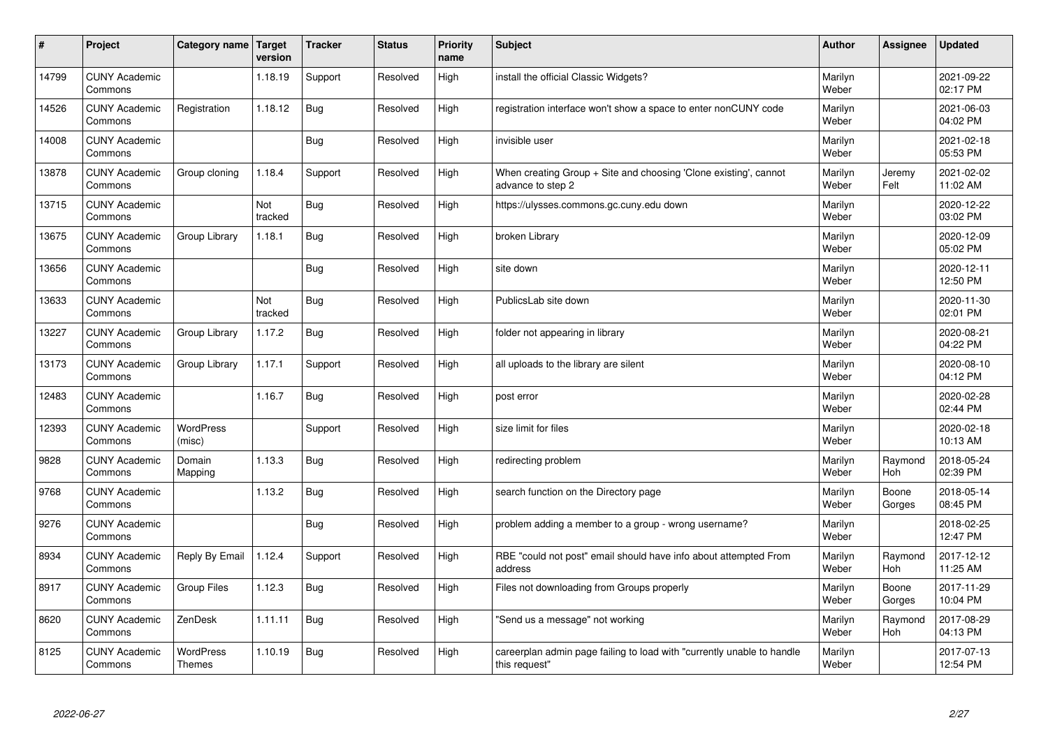| # | Project | Category name | Target version | Tracker | Status | Priority name | Subject | Author | Assignee | Updated |
|---|---|---|---|---|---|---|---|---|---|---|
| 14799 | CUNY Academic Commons | | 1.18.19 | Support | Resolved | High | install the official Classic Widgets? | Marilyn Weber | | 2021-09-22 02:17 PM |
| 14526 | CUNY Academic Commons | Registration | 1.18.12 | Bug | Resolved | High | registration interface won't show a space to enter nonCUNY code | Marilyn Weber | | 2021-06-03 04:02 PM |
| 14008 | CUNY Academic Commons | | | Bug | Resolved | High | invisible user | Marilyn Weber | | 2021-02-18 05:53 PM |
| 13878 | CUNY Academic Commons | Group cloning | 1.18.4 | Support | Resolved | High | When creating Group + Site and choosing 'Clone existing', cannot advance to step 2 | Marilyn Weber | Jeremy Felt | 2021-02-02 11:02 AM |
| 13715 | CUNY Academic Commons | | Not tracked | Bug | Resolved | High | https://ulysses.commons.gc.cuny.edu down | Marilyn Weber | | 2020-12-22 03:02 PM |
| 13675 | CUNY Academic Commons | Group Library | 1.18.1 | Bug | Resolved | High | broken Library | Marilyn Weber | | 2020-12-09 05:02 PM |
| 13656 | CUNY Academic Commons | | | Bug | Resolved | High | site down | Marilyn Weber | | 2020-12-11 12:50 PM |
| 13633 | CUNY Academic Commons | | Not tracked | Bug | Resolved | High | PublicsLab site down | Marilyn Weber | | 2020-11-30 02:01 PM |
| 13227 | CUNY Academic Commons | Group Library | 1.17.2 | Bug | Resolved | High | folder not appearing in library | Marilyn Weber | | 2020-08-21 04:22 PM |
| 13173 | CUNY Academic Commons | Group Library | 1.17.1 | Support | Resolved | High | all uploads to the library are silent | Marilyn Weber | | 2020-08-10 04:12 PM |
| 12483 | CUNY Academic Commons | | 1.16.7 | Bug | Resolved | High | post error | Marilyn Weber | | 2020-02-28 02:44 PM |
| 12393 | CUNY Academic Commons | WordPress (misc) | | Support | Resolved | High | size limit for files | Marilyn Weber | | 2020-02-18 10:13 AM |
| 9828 | CUNY Academic Commons | Domain Mapping | 1.13.3 | Bug | Resolved | High | redirecting problem | Marilyn Weber | Raymond Hoh | 2018-05-24 02:39 PM |
| 9768 | CUNY Academic Commons | | 1.13.2 | Bug | Resolved | High | search function on the Directory page | Marilyn Weber | Boone Gorges | 2018-05-14 08:45 PM |
| 9276 | CUNY Academic Commons | | | Bug | Resolved | High | problem adding a member to a group - wrong username? | Marilyn Weber | | 2018-02-25 12:47 PM |
| 8934 | CUNY Academic Commons | Reply By Email | 1.12.4 | Support | Resolved | High | RBE "could not post" email should have info about attempted From address | Marilyn Weber | Raymond Hoh | 2017-12-12 11:25 AM |
| 8917 | CUNY Academic Commons | Group Files | 1.12.3 | Bug | Resolved | High | Files not downloading from Groups properly | Marilyn Weber | Boone Gorges | 2017-11-29 10:04 PM |
| 8620 | CUNY Academic Commons | ZenDesk | 1.11.11 | Bug | Resolved | High | "Send us a message" not working | Marilyn Weber | Raymond Hoh | 2017-08-29 04:13 PM |
| 8125 | CUNY Academic Commons | WordPress Themes | 1.10.19 | Bug | Resolved | High | careerplan admin page failing to load with "currently unable to handle this request" | Marilyn Weber | | 2017-07-13 12:54 PM |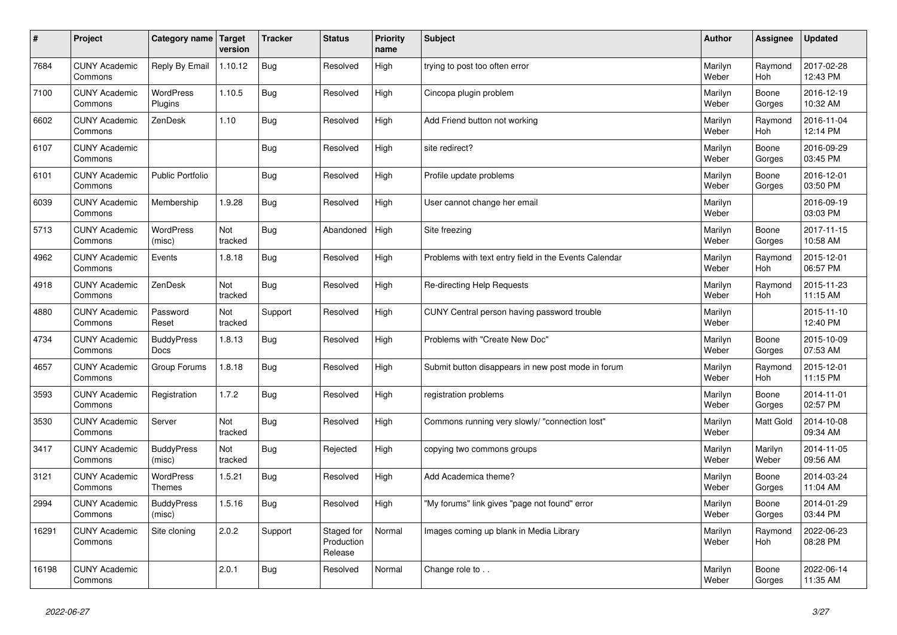| # | Project | Category name | Target version | Tracker | Status | Priority name | Subject | Author | Assignee | Updated |
|---|---|---|---|---|---|---|---|---|---|---|
| 7684 | CUNY Academic Commons | Reply By Email | 1.10.12 | Bug | Resolved | High | trying to post too often error | Marilyn Weber | Raymond Hoh | 2017-02-28 12:43 PM |
| 7100 | CUNY Academic Commons | WordPress Plugins | 1.10.5 | Bug | Resolved | High | Cincopa plugin problem | Marilyn Weber | Boone Gorges | 2016-12-19 10:32 AM |
| 6602 | CUNY Academic Commons | ZenDesk | 1.10 | Bug | Resolved | High | Add Friend button not working | Marilyn Weber | Raymond Hoh | 2016-11-04 12:14 PM |
| 6107 | CUNY Academic Commons | | | Bug | Resolved | High | site redirect? | Marilyn Weber | Boone Gorges | 2016-09-29 03:45 PM |
| 6101 | CUNY Academic Commons | Public Portfolio | | Bug | Resolved | High | Profile update problems | Marilyn Weber | Boone Gorges | 2016-12-01 03:50 PM |
| 6039 | CUNY Academic Commons | Membership | 1.9.28 | Bug | Resolved | High | User cannot change her email | Marilyn Weber | | 2016-09-19 03:03 PM |
| 5713 | CUNY Academic Commons | WordPress (misc) | Not tracked | Bug | Abandoned | High | Site freezing | Marilyn Weber | Boone Gorges | 2017-11-15 10:58 AM |
| 4962 | CUNY Academic Commons | Events | 1.8.18 | Bug | Resolved | High | Problems with text entry field in the Events Calendar | Marilyn Weber | Raymond Hoh | 2015-12-01 06:57 PM |
| 4918 | CUNY Academic Commons | ZenDesk | Not tracked | Bug | Resolved | High | Re-directing Help Requests | Marilyn Weber | Raymond Hoh | 2015-11-23 11:15 AM |
| 4880 | CUNY Academic Commons | Password Reset | Not tracked | Support | Resolved | High | CUNY Central person having password trouble | Marilyn Weber | | 2015-11-10 12:40 PM |
| 4734 | CUNY Academic Commons | BuddyPress Docs | 1.8.13 | Bug | Resolved | High | Problems with "Create New Doc" | Marilyn Weber | Boone Gorges | 2015-10-09 07:53 AM |
| 4657 | CUNY Academic Commons | Group Forums | 1.8.18 | Bug | Resolved | High | Submit button disappears in new post mode in forum | Marilyn Weber | Raymond Hoh | 2015-12-01 11:15 PM |
| 3593 | CUNY Academic Commons | Registration | 1.7.2 | Bug | Resolved | High | registration problems | Marilyn Weber | Boone Gorges | 2014-11-01 02:57 PM |
| 3530 | CUNY Academic Commons | Server | Not tracked | Bug | Resolved | High | Commons running very slowly/ "connection lost" | Marilyn Weber | Matt Gold | 2014-10-08 09:34 AM |
| 3417 | CUNY Academic Commons | BuddyPress (misc) | Not tracked | Bug | Rejected | High | copying two commons groups | Marilyn Weber | Marilyn Weber | 2014-11-05 09:56 AM |
| 3121 | CUNY Academic Commons | WordPress Themes | 1.5.21 | Bug | Resolved | High | Add Academica theme? | Marilyn Weber | Boone Gorges | 2014-03-24 11:04 AM |
| 2994 | CUNY Academic Commons | BuddyPress (misc) | 1.5.16 | Bug | Resolved | High | "My forums" link gives "page not found" error | Marilyn Weber | Boone Gorges | 2014-01-29 03:44 PM |
| 16291 | CUNY Academic Commons | Site cloning | 2.0.2 | Support | Staged for Production Release | Normal | Images coming up blank in Media Library | Marilyn Weber | Raymond Hoh | 2022-06-23 08:28 PM |
| 16198 | CUNY Academic Commons | | 2.0.1 | Bug | Resolved | Normal | Change role to . . | Marilyn Weber | Boone Gorges | 2022-06-14 11:35 AM |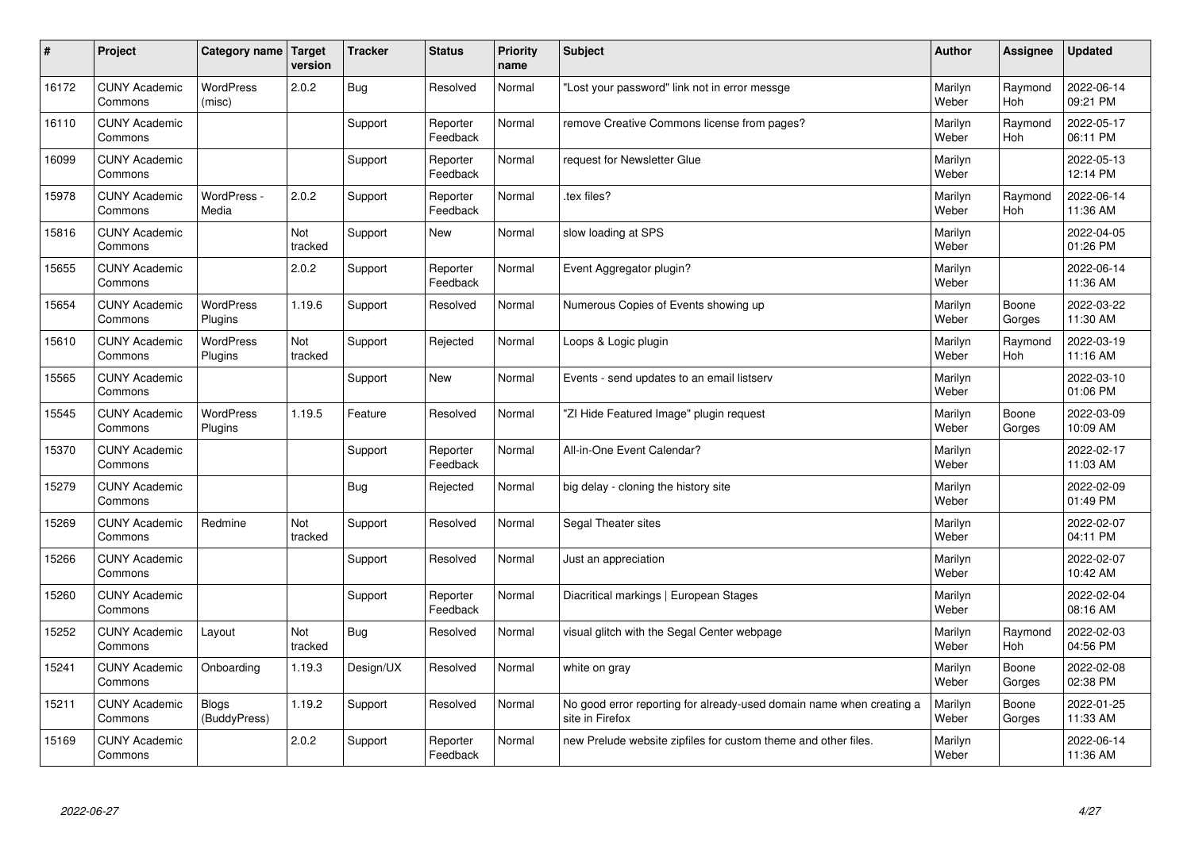| # | Project | Category name | Target version | Tracker | Status | Priority name | Subject | Author | Assignee | Updated |
|---|---|---|---|---|---|---|---|---|---|---|
| 16172 | CUNY Academic Commons | WordPress (misc) | 2.0.2 | Bug | Resolved | Normal | "Lost your password" link not in error messge | Marilyn Weber | Raymond Hoh | 2022-06-14 09:21 PM |
| 16110 | CUNY Academic Commons | | | Support | Reporter Feedback | Normal | remove Creative Commons license from pages? | Marilyn Weber | Raymond Hoh | 2022-05-17 06:11 PM |
| 16099 | CUNY Academic Commons | | | Support | Reporter Feedback | Normal | request for Newsletter Glue | Marilyn Weber | | 2022-05-13 12:14 PM |
| 15978 | CUNY Academic Commons | WordPress - Media | 2.0.2 | Support | Reporter Feedback | Normal | .tex files? | Marilyn Weber | Raymond Hoh | 2022-06-14 11:36 AM |
| 15816 | CUNY Academic Commons | | Not tracked | Support | New | Normal | slow loading at SPS | Marilyn Weber | | 2022-04-05 01:26 PM |
| 15655 | CUNY Academic Commons | | 2.0.2 | Support | Reporter Feedback | Normal | Event Aggregator plugin? | Marilyn Weber | | 2022-06-14 11:36 AM |
| 15654 | CUNY Academic Commons | WordPress Plugins | 1.19.6 | Support | Resolved | Normal | Numerous Copies of Events showing up | Marilyn Weber | Boone Gorges | 2022-03-22 11:30 AM |
| 15610 | CUNY Academic Commons | WordPress Plugins | Not tracked | Support | Rejected | Normal | Loops & Logic plugin | Marilyn Weber | Raymond Hoh | 2022-03-19 11:16 AM |
| 15565 | CUNY Academic Commons | | | Support | New | Normal | Events - send updates to an email listserv | Marilyn Weber | | 2022-03-10 01:06 PM |
| 15545 | CUNY Academic Commons | WordPress Plugins | 1.19.5 | Feature | Resolved | Normal | "ZI Hide Featured Image" plugin request | Marilyn Weber | Boone Gorges | 2022-03-09 10:09 AM |
| 15370 | CUNY Academic Commons | | | Support | Reporter Feedback | Normal | All-in-One Event Calendar? | Marilyn Weber | | 2022-02-17 11:03 AM |
| 15279 | CUNY Academic Commons | | | Bug | Rejected | Normal | big delay - cloning the history site | Marilyn Weber | | 2022-02-09 01:49 PM |
| 15269 | CUNY Academic Commons | Redmine | Not tracked | Support | Resolved | Normal | Segal Theater sites | Marilyn Weber | | 2022-02-07 04:11 PM |
| 15266 | CUNY Academic Commons | | | Support | Resolved | Normal | Just an appreciation | Marilyn Weber | | 2022-02-07 10:42 AM |
| 15260 | CUNY Academic Commons | | | Support | Reporter Feedback | Normal | Diacritical markings \| European Stages | Marilyn Weber | | 2022-02-04 08:16 AM |
| 15252 | CUNY Academic Commons | Layout | Not tracked | Bug | Resolved | Normal | visual glitch with the Segal Center webpage | Marilyn Weber | Raymond Hoh | 2022-02-03 04:56 PM |
| 15241 | CUNY Academic Commons | Onboarding | 1.19.3 | Design/UX | Resolved | Normal | white on gray | Marilyn Weber | Boone Gorges | 2022-02-08 02:38 PM |
| 15211 | CUNY Academic Commons | Blogs (BuddyPress) | 1.19.2 | Support | Resolved | Normal | No good error reporting for already-used domain name when creating a site in Firefox | Marilyn Weber | Boone Gorges | 2022-01-25 11:33 AM |
| 15169 | CUNY Academic Commons | | 2.0.2 | Support | Reporter Feedback | Normal | new Prelude website zipfiles for custom theme and other files. | Marilyn Weber | | 2022-06-14 11:36 AM |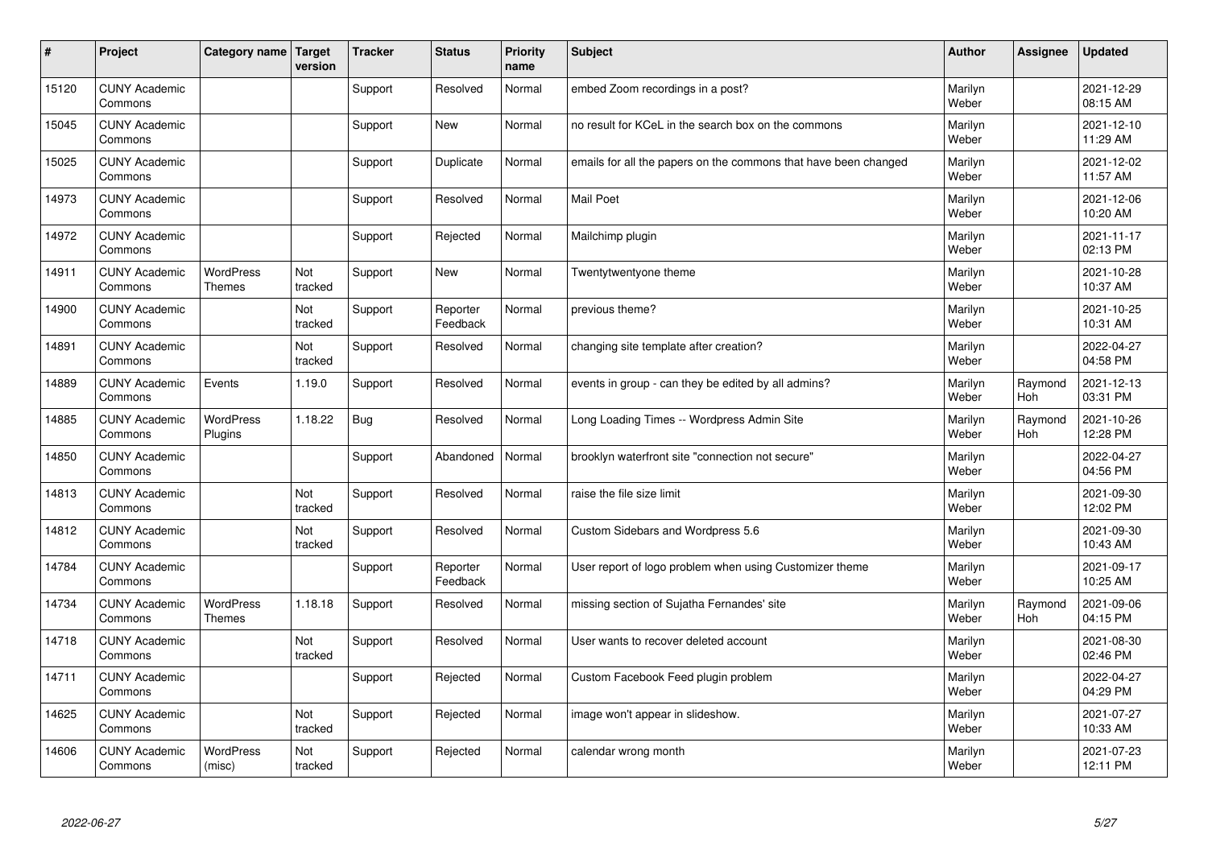| # | Project | Category name | Target version | Tracker | Status | Priority name | Subject | Author | Assignee | Updated |
|---|---|---|---|---|---|---|---|---|---|---|
| 15120 | CUNY Academic Commons | | | Support | Resolved | Normal | embed Zoom recordings in a post? | Marilyn Weber | | 2021-12-29 08:15 AM |
| 15045 | CUNY Academic Commons | | | Support | New | Normal | no result for KCeL in the search box on the commons | Marilyn Weber | | 2021-12-10 11:29 AM |
| 15025 | CUNY Academic Commons | | | Support | Duplicate | Normal | emails for all the papers on the commons that have been changed | Marilyn Weber | | 2021-12-02 11:57 AM |
| 14973 | CUNY Academic Commons | | | Support | Resolved | Normal | Mail Poet | Marilyn Weber | | 2021-12-06 10:20 AM |
| 14972 | CUNY Academic Commons | | | Support | Rejected | Normal | Mailchimp plugin | Marilyn Weber | | 2021-11-17 02:13 PM |
| 14911 | CUNY Academic Commons | WordPress Themes | Not tracked | Support | New | Normal | Twentytwentyone theme | Marilyn Weber | | 2021-10-28 10:37 AM |
| 14900 | CUNY Academic Commons | | Not tracked | Support | Reporter Feedback | Normal | previous theme? | Marilyn Weber | | 2021-10-25 10:31 AM |
| 14891 | CUNY Academic Commons | | Not tracked | Support | Resolved | Normal | changing site template after creation? | Marilyn Weber | | 2022-04-27 04:58 PM |
| 14889 | CUNY Academic Commons | Events | 1.19.0 | Support | Resolved | Normal | events in group - can they be edited by all admins? | Marilyn Weber | Raymond Hoh | 2021-12-13 03:31 PM |
| 14885 | CUNY Academic Commons | WordPress Plugins | 1.18.22 | Bug | Resolved | Normal | Long Loading Times -- Wordpress Admin Site | Marilyn Weber | Raymond Hoh | 2021-10-26 12:28 PM |
| 14850 | CUNY Academic Commons | | | Support | Abandoned | Normal | brooklyn waterfront site "connection not secure" | Marilyn Weber | | 2022-04-27 04:56 PM |
| 14813 | CUNY Academic Commons | | Not tracked | Support | Resolved | Normal | raise the file size limit | Marilyn Weber | | 2021-09-30 12:02 PM |
| 14812 | CUNY Academic Commons | | Not tracked | Support | Resolved | Normal | Custom Sidebars and Wordpress 5.6 | Marilyn Weber | | 2021-09-30 10:43 AM |
| 14784 | CUNY Academic Commons | | | Support | Reporter Feedback | Normal | User report of logo problem when using Customizer theme | Marilyn Weber | | 2021-09-17 10:25 AM |
| 14734 | CUNY Academic Commons | WordPress Themes | 1.18.18 | Support | Resolved | Normal | missing section of Sujatha Fernandes' site | Marilyn Weber | Raymond Hoh | 2021-09-06 04:15 PM |
| 14718 | CUNY Academic Commons | | Not tracked | Support | Resolved | Normal | User wants to recover deleted account | Marilyn Weber | | 2021-08-30 02:46 PM |
| 14711 | CUNY Academic Commons | | | Support | Rejected | Normal | Custom Facebook Feed plugin problem | Marilyn Weber | | 2022-04-27 04:29 PM |
| 14625 | CUNY Academic Commons | | Not tracked | Support | Rejected | Normal | image won't appear in slideshow. | Marilyn Weber | | 2021-07-27 10:33 AM |
| 14606 | CUNY Academic Commons | WordPress (misc) | Not tracked | Support | Rejected | Normal | calendar wrong month | Marilyn Weber | | 2021-07-23 12:11 PM |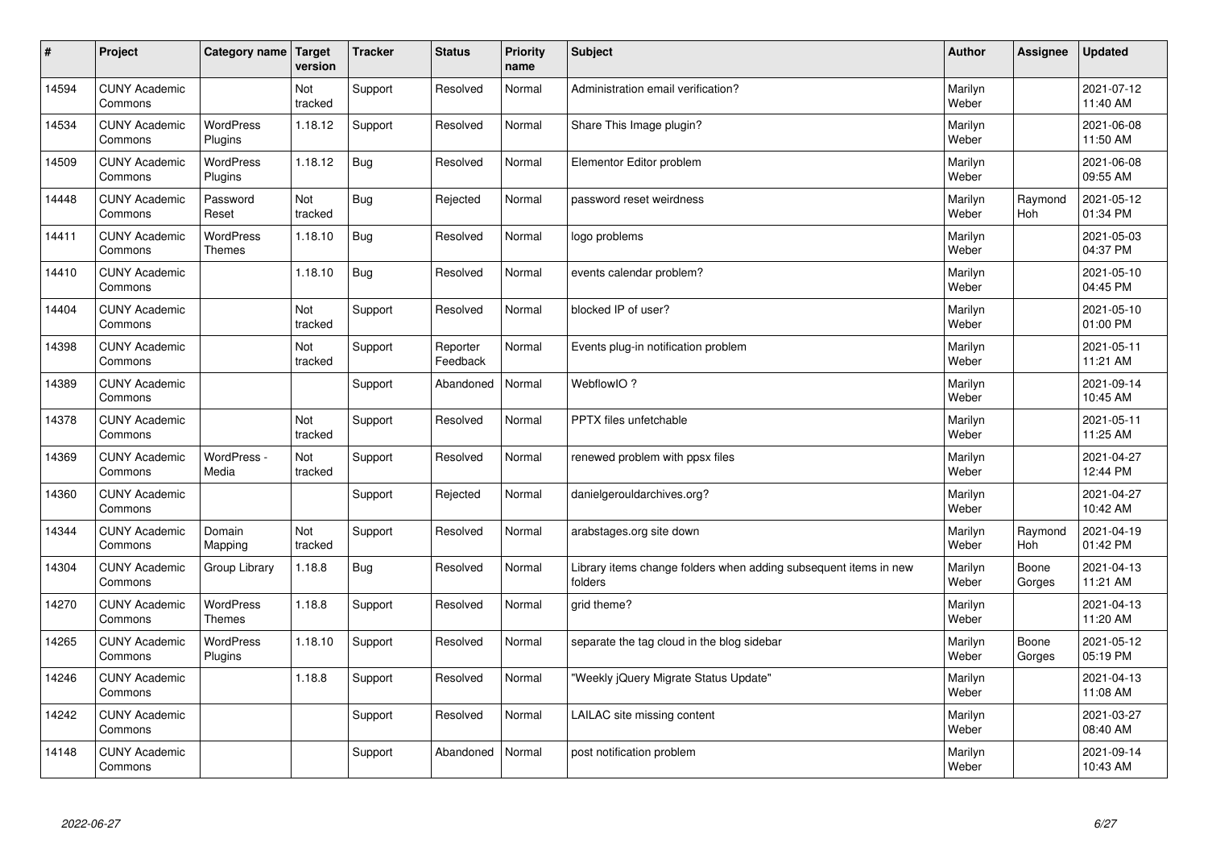| # | Project | Category name | Target version | Tracker | Status | Priority name | Subject | Author | Assignee | Updated |
|---|---|---|---|---|---|---|---|---|---|---|
| 14594 | CUNY Academic Commons | | Not tracked | Support | Resolved | Normal | Administration email verification? | Marilyn Weber | | 2021-07-12 11:40 AM |
| 14534 | CUNY Academic Commons | WordPress Plugins | 1.18.12 | Support | Resolved | Normal | Share This Image plugin? | Marilyn Weber | | 2021-06-08 11:50 AM |
| 14509 | CUNY Academic Commons | WordPress Plugins | 1.18.12 | Bug | Resolved | Normal | Elementor Editor problem | Marilyn Weber | | 2021-06-08 09:55 AM |
| 14448 | CUNY Academic Commons | Password Reset | Not tracked | Bug | Rejected | Normal | password reset weirdness | Marilyn Weber | Raymond Hoh | 2021-05-12 01:34 PM |
| 14411 | CUNY Academic Commons | WordPress Themes | 1.18.10 | Bug | Resolved | Normal | logo problems | Marilyn Weber | | 2021-05-03 04:37 PM |
| 14410 | CUNY Academic Commons | | 1.18.10 | Bug | Resolved | Normal | events calendar problem? | Marilyn Weber | | 2021-05-10 04:45 PM |
| 14404 | CUNY Academic Commons | | Not tracked | Support | Resolved | Normal | blocked IP of user? | Marilyn Weber | | 2021-05-10 01:00 PM |
| 14398 | CUNY Academic Commons | | Not tracked | Support | Reporter Feedback | Normal | Events plug-in notification problem | Marilyn Weber | | 2021-05-11 11:21 AM |
| 14389 | CUNY Academic Commons | | | Support | Abandoned | Normal | WebflowIO ? | Marilyn Weber | | 2021-09-14 10:45 AM |
| 14378 | CUNY Academic Commons | | Not tracked | Support | Resolved | Normal | PPTX files unfetchable | Marilyn Weber | | 2021-05-11 11:25 AM |
| 14369 | CUNY Academic Commons | WordPress - Media | Not tracked | Support | Resolved | Normal | renewed problem with ppsx files | Marilyn Weber | | 2021-04-27 12:44 PM |
| 14360 | CUNY Academic Commons | | | Support | Rejected | Normal | danielgerouldarchives.org? | Marilyn Weber | | 2021-04-27 10:42 AM |
| 14344 | CUNY Academic Commons | Domain Mapping | Not tracked | Support | Resolved | Normal | arabstages.org site down | Marilyn Weber | Raymond Hoh | 2021-04-19 01:42 PM |
| 14304 | CUNY Academic Commons | Group Library | 1.18.8 | Bug | Resolved | Normal | Library items change folders when adding subsequent items in new folders | Marilyn Weber | Boone Gorges | 2021-04-13 11:21 AM |
| 14270 | CUNY Academic Commons | WordPress Themes | 1.18.8 | Support | Resolved | Normal | grid theme? | Marilyn Weber | | 2021-04-13 11:20 AM |
| 14265 | CUNY Academic Commons | WordPress Plugins | 1.18.10 | Support | Resolved | Normal | separate the tag cloud in the blog sidebar | Marilyn Weber | Boone Gorges | 2021-05-12 05:19 PM |
| 14246 | CUNY Academic Commons | | 1.18.8 | Support | Resolved | Normal | "Weekly jQuery Migrate Status Update" | Marilyn Weber | | 2021-04-13 11:08 AM |
| 14242 | CUNY Academic Commons | | | Support | Resolved | Normal | LAILAC site missing content | Marilyn Weber | | 2021-03-27 08:40 AM |
| 14148 | CUNY Academic Commons | | | Support | Abandoned | Normal | post notification problem | Marilyn Weber | | 2021-09-14 10:43 AM |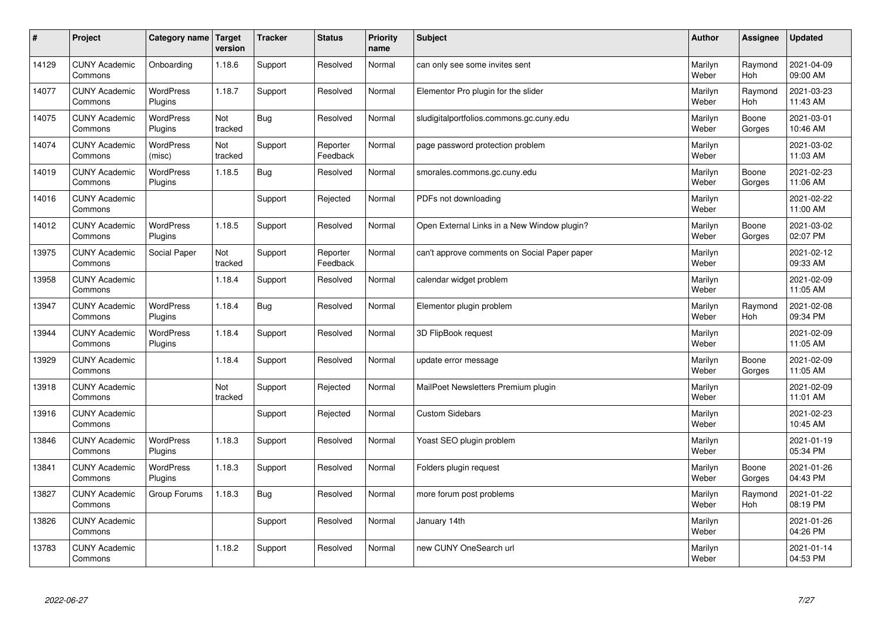| # | Project | Category name | Target version | Tracker | Status | Priority name | Subject | Author | Assignee | Updated |
|---|---|---|---|---|---|---|---|---|---|---|
| 14129 | CUNY Academic Commons | Onboarding | 1.18.6 | Support | Resolved | Normal | can only see some invites sent | Marilyn Weber | Raymond Hoh | 2021-04-09 09:00 AM |
| 14077 | CUNY Academic Commons | WordPress Plugins | 1.18.7 | Support | Resolved | Normal | Elementor Pro plugin for the slider | Marilyn Weber | Raymond Hoh | 2021-03-23 11:43 AM |
| 14075 | CUNY Academic Commons | WordPress Plugins | Not tracked | Bug | Resolved | Normal | sludigitalportfolios.commons.gc.cuny.edu | Marilyn Weber | Boone Gorges | 2021-03-01 10:46 AM |
| 14074 | CUNY Academic Commons | WordPress (misc) | Not tracked | Support | Reporter Feedback | Normal | page password protection problem | Marilyn Weber | | 2021-03-02 11:03 AM |
| 14019 | CUNY Academic Commons | WordPress Plugins | 1.18.5 | Bug | Resolved | Normal | smorales.commons.gc.cuny.edu | Marilyn Weber | Boone Gorges | 2021-02-23 11:06 AM |
| 14016 | CUNY Academic Commons | | | Support | Rejected | Normal | PDFs not downloading | Marilyn Weber | | 2021-02-22 11:00 AM |
| 14012 | CUNY Academic Commons | WordPress Plugins | 1.18.5 | Support | Resolved | Normal | Open External Links in a New Window plugin? | Marilyn Weber | Boone Gorges | 2021-03-02 02:07 PM |
| 13975 | CUNY Academic Commons | Social Paper | Not tracked | Support | Reporter Feedback | Normal | can't approve comments on Social Paper paper | Marilyn Weber | | 2021-02-12 09:33 AM |
| 13958 | CUNY Academic Commons | | 1.18.4 | Support | Resolved | Normal | calendar widget problem | Marilyn Weber | | 2021-02-09 11:05 AM |
| 13947 | CUNY Academic Commons | WordPress Plugins | 1.18.4 | Bug | Resolved | Normal | Elementor plugin problem | Marilyn Weber | Raymond Hoh | 2021-02-08 09:34 PM |
| 13944 | CUNY Academic Commons | WordPress Plugins | 1.18.4 | Support | Resolved | Normal | 3D FlipBook request | Marilyn Weber | | 2021-02-09 11:05 AM |
| 13929 | CUNY Academic Commons | | 1.18.4 | Support | Resolved | Normal | update error message | Marilyn Weber | Boone Gorges | 2021-02-09 11:05 AM |
| 13918 | CUNY Academic Commons | | Not tracked | Support | Rejected | Normal | MailPoet Newsletters Premium plugin | Marilyn Weber | | 2021-02-09 11:01 AM |
| 13916 | CUNY Academic Commons | | | Support | Rejected | Normal | Custom Sidebars | Marilyn Weber | | 2021-02-23 10:45 AM |
| 13846 | CUNY Academic Commons | WordPress Plugins | 1.18.3 | Support | Resolved | Normal | Yoast SEO plugin problem | Marilyn Weber | | 2021-01-19 05:34 PM |
| 13841 | CUNY Academic Commons | WordPress Plugins | 1.18.3 | Support | Resolved | Normal | Folders plugin request | Marilyn Weber | Boone Gorges | 2021-01-26 04:43 PM |
| 13827 | CUNY Academic Commons | Group Forums | 1.18.3 | Bug | Resolved | Normal | more forum post problems | Marilyn Weber | Raymond Hoh | 2021-01-22 08:19 PM |
| 13826 | CUNY Academic Commons | | | Support | Resolved | Normal | January 14th | Marilyn Weber | | 2021-01-26 04:26 PM |
| 13783 | CUNY Academic Commons | | 1.18.2 | Support | Resolved | Normal | new CUNY OneSearch url | Marilyn Weber | | 2021-01-14 04:53 PM |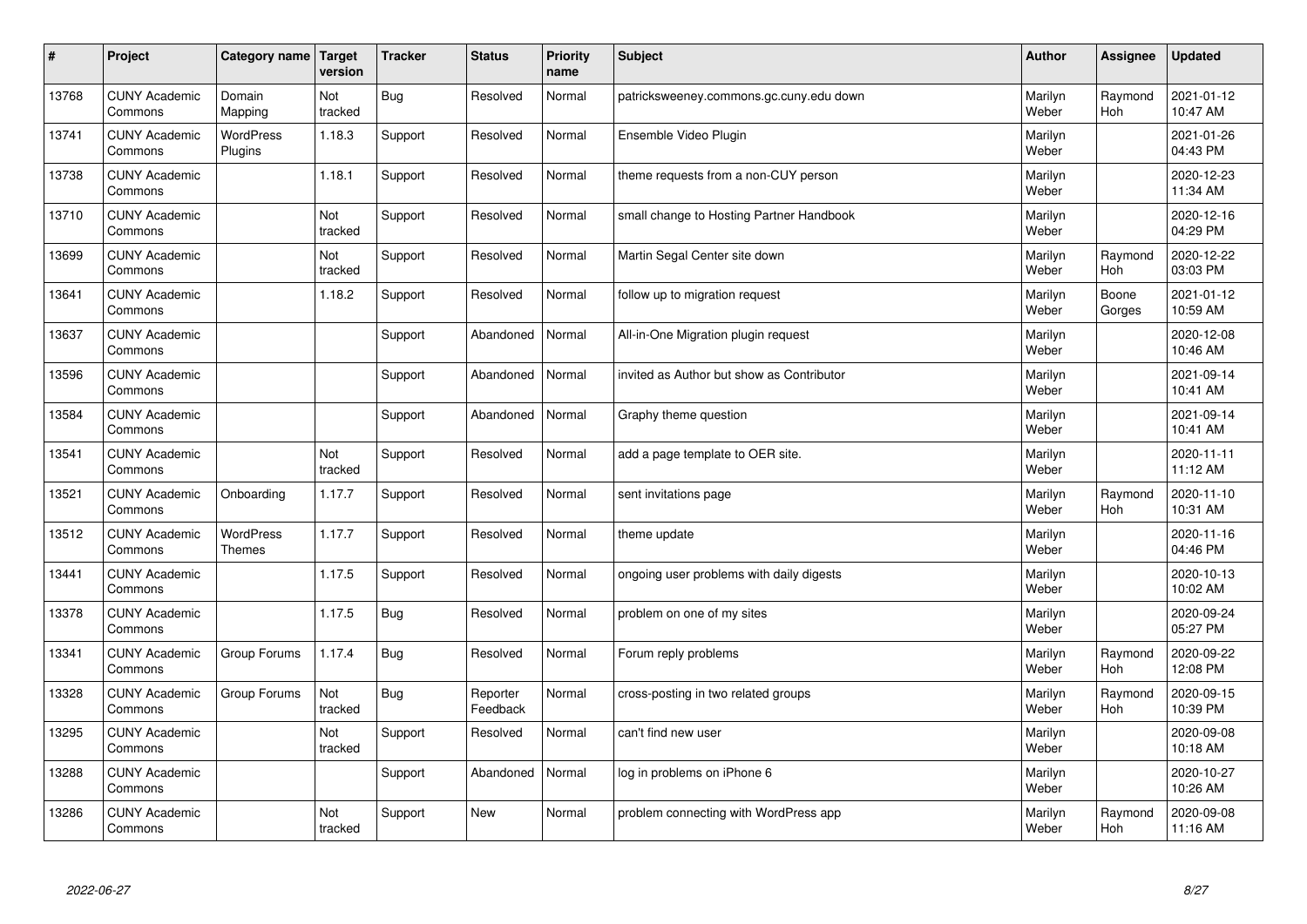| # | Project | Category name | Target version | Tracker | Status | Priority name | Subject | Author | Assignee | Updated |
|---|---|---|---|---|---|---|---|---|---|---|
| 13768 | CUNY Academic Commons | Domain Mapping | Not tracked | Bug | Resolved | Normal | patricksweeney.commons.gc.cuny.edu down | Marilyn Weber | Raymond Hoh | 2021-01-12 10:47 AM |
| 13741 | CUNY Academic Commons | WordPress Plugins | 1.18.3 | Support | Resolved | Normal | Ensemble Video Plugin | Marilyn Weber | | 2021-01-26 04:43 PM |
| 13738 | CUNY Academic Commons | | 1.18.1 | Support | Resolved | Normal | theme requests from a non-CUY person | Marilyn Weber | | 2020-12-23 11:34 AM |
| 13710 | CUNY Academic Commons | | Not tracked | Support | Resolved | Normal | small change to Hosting Partner Handbook | Marilyn Weber | | 2020-12-16 04:29 PM |
| 13699 | CUNY Academic Commons | | Not tracked | Support | Resolved | Normal | Martin Segal Center site down | Marilyn Weber | Raymond Hoh | 2020-12-22 03:03 PM |
| 13641 | CUNY Academic Commons | | 1.18.2 | Support | Resolved | Normal | follow up to migration request | Marilyn Weber | Boone Gorges | 2021-01-12 10:59 AM |
| 13637 | CUNY Academic Commons | | | Support | Abandoned | Normal | All-in-One Migration plugin request | Marilyn Weber | | 2020-12-08 10:46 AM |
| 13596 | CUNY Academic Commons | | | Support | Abandoned | Normal | invited as Author but show as Contributor | Marilyn Weber | | 2021-09-14 10:41 AM |
| 13584 | CUNY Academic Commons | | | Support | Abandoned | Normal | Graphy theme question | Marilyn Weber | | 2021-09-14 10:41 AM |
| 13541 | CUNY Academic Commons | | Not tracked | Support | Resolved | Normal | add a page template to OER site. | Marilyn Weber | | 2020-11-11 11:12 AM |
| 13521 | CUNY Academic Commons | Onboarding | 1.17.7 | Support | Resolved | Normal | sent invitations page | Marilyn Weber | Raymond Hoh | 2020-11-10 10:31 AM |
| 13512 | CUNY Academic Commons | WordPress Themes | 1.17.7 | Support | Resolved | Normal | theme update | Marilyn Weber | | 2020-11-16 04:46 PM |
| 13441 | CUNY Academic Commons | | 1.17.5 | Support | Resolved | Normal | ongoing user problems with daily digests | Marilyn Weber | | 2020-10-13 10:02 AM |
| 13378 | CUNY Academic Commons | | 1.17.5 | Bug | Resolved | Normal | problem on one of my sites | Marilyn Weber | | 2020-09-24 05:27 PM |
| 13341 | CUNY Academic Commons | Group Forums | 1.17.4 | Bug | Resolved | Normal | Forum reply problems | Marilyn Weber | Raymond Hoh | 2020-09-22 12:08 PM |
| 13328 | CUNY Academic Commons | Group Forums | Not tracked | Bug | Reporter Feedback | Normal | cross-posting in two related groups | Marilyn Weber | Raymond Hoh | 2020-09-15 10:39 PM |
| 13295 | CUNY Academic Commons | | Not tracked | Support | Resolved | Normal | can't find new user | Marilyn Weber | | 2020-09-08 10:18 AM |
| 13288 | CUNY Academic Commons | | | Support | Abandoned | Normal | log in problems on iPhone 6 | Marilyn Weber | | 2020-10-27 10:26 AM |
| 13286 | CUNY Academic Commons | | Not tracked | Support | New | Normal | problem connecting with WordPress app | Marilyn Weber | Raymond Hoh | 2020-09-08 11:16 AM |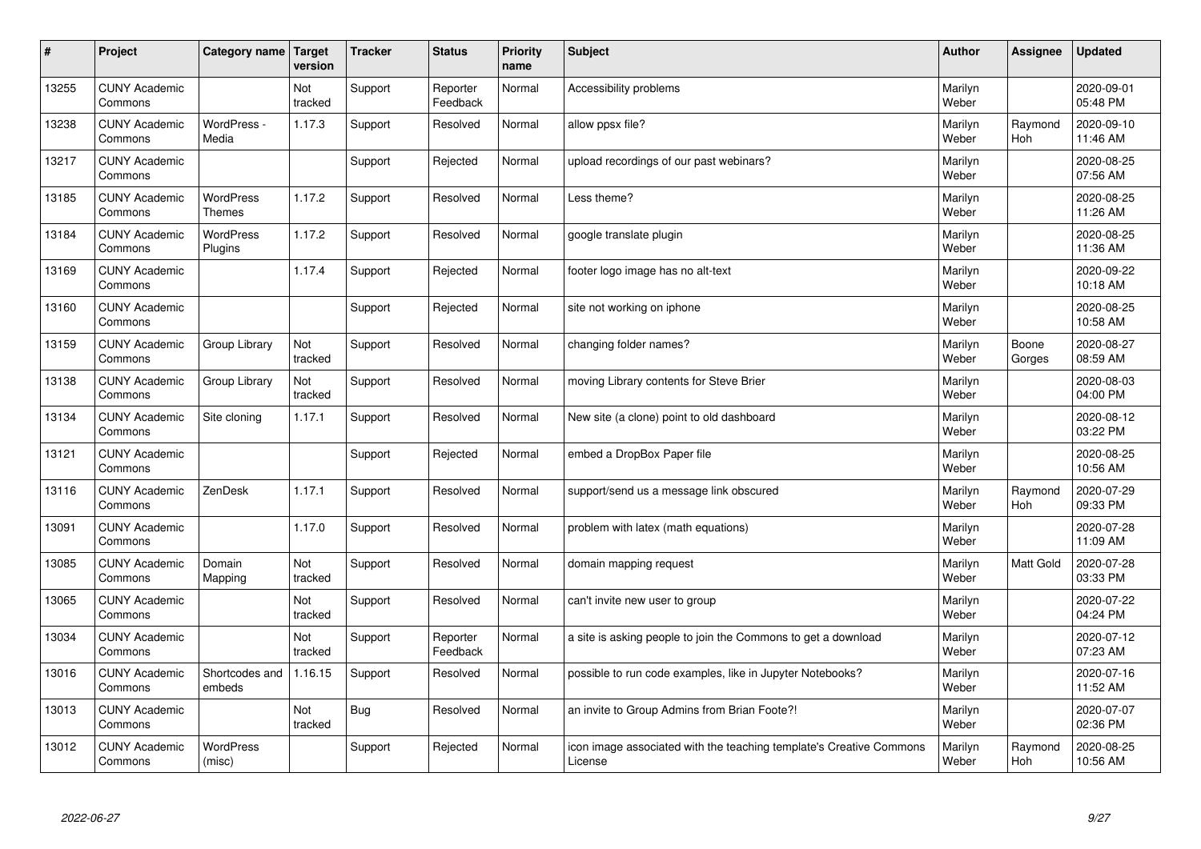| # | Project | Category name | Target version | Tracker | Status | Priority name | Subject | Author | Assignee | Updated |
|---|---|---|---|---|---|---|---|---|---|---|
| 13255 | CUNY Academic Commons | | Not tracked | Support | Reporter Feedback | Normal | Accessibility problems | Marilyn Weber | | 2020-09-01 05:48 PM |
| 13238 | CUNY Academic Commons | WordPress - Media | 1.17.3 | Support | Resolved | Normal | allow ppsx file? | Marilyn Weber | Raymond Hoh | 2020-09-10 11:46 AM |
| 13217 | CUNY Academic Commons | | | Support | Rejected | Normal | upload recordings of our past webinars? | Marilyn Weber | | 2020-08-25 07:56 AM |
| 13185 | CUNY Academic Commons | WordPress Themes | 1.17.2 | Support | Resolved | Normal | Less theme? | Marilyn Weber | | 2020-08-25 11:26 AM |
| 13184 | CUNY Academic Commons | WordPress Plugins | 1.17.2 | Support | Resolved | Normal | google translate plugin | Marilyn Weber | | 2020-08-25 11:36 AM |
| 13169 | CUNY Academic Commons | | 1.17.4 | Support | Rejected | Normal | footer logo image has no alt-text | Marilyn Weber | | 2020-09-22 10:18 AM |
| 13160 | CUNY Academic Commons | | | Support | Rejected | Normal | site not working on iphone | Marilyn Weber | | 2020-08-25 10:58 AM |
| 13159 | CUNY Academic Commons | Group Library | Not tracked | Support | Resolved | Normal | changing folder names? | Marilyn Weber | Boone Gorges | 2020-08-27 08:59 AM |
| 13138 | CUNY Academic Commons | Group Library | Not tracked | Support | Resolved | Normal | moving Library contents for Steve Brier | Marilyn Weber | | 2020-08-03 04:00 PM |
| 13134 | CUNY Academic Commons | Site cloning | 1.17.1 | Support | Resolved | Normal | New site (a clone) point to old dashboard | Marilyn Weber | | 2020-08-12 03:22 PM |
| 13121 | CUNY Academic Commons | | | Support | Rejected | Normal | embed a DropBox Paper file | Marilyn Weber | | 2020-08-25 10:56 AM |
| 13116 | CUNY Academic Commons | ZenDesk | 1.17.1 | Support | Resolved | Normal | support/send us a message link obscured | Marilyn Weber | Raymond Hoh | 2020-07-29 09:33 PM |
| 13091 | CUNY Academic Commons | | 1.17.0 | Support | Resolved | Normal | problem with latex (math equations) | Marilyn Weber | | 2020-07-28 11:09 AM |
| 13085 | CUNY Academic Commons | Domain Mapping | Not tracked | Support | Resolved | Normal | domain mapping request | Marilyn Weber | Matt Gold | 2020-07-28 03:33 PM |
| 13065 | CUNY Academic Commons | | Not tracked | Support | Resolved | Normal | can't invite new user to group | Marilyn Weber | | 2020-07-22 04:24 PM |
| 13034 | CUNY Academic Commons | | Not tracked | Support | Reporter Feedback | Normal | a site is asking people to join the Commons to get a download | Marilyn Weber | | 2020-07-12 07:23 AM |
| 13016 | CUNY Academic Commons | Shortcodes and embeds | 1.16.15 | Support | Resolved | Normal | possible to run code examples, like in Jupyter Notebooks? | Marilyn Weber | | 2020-07-16 11:52 AM |
| 13013 | CUNY Academic Commons | | Not tracked | Bug | Resolved | Normal | an invite to Group Admins from Brian Foote?! | Marilyn Weber | | 2020-07-07 02:36 PM |
| 13012 | CUNY Academic Commons | WordPress (misc) | | Support | Rejected | Normal | icon image associated with the teaching template's Creative Commons License | Marilyn Weber | Raymond Hoh | 2020-08-25 10:56 AM |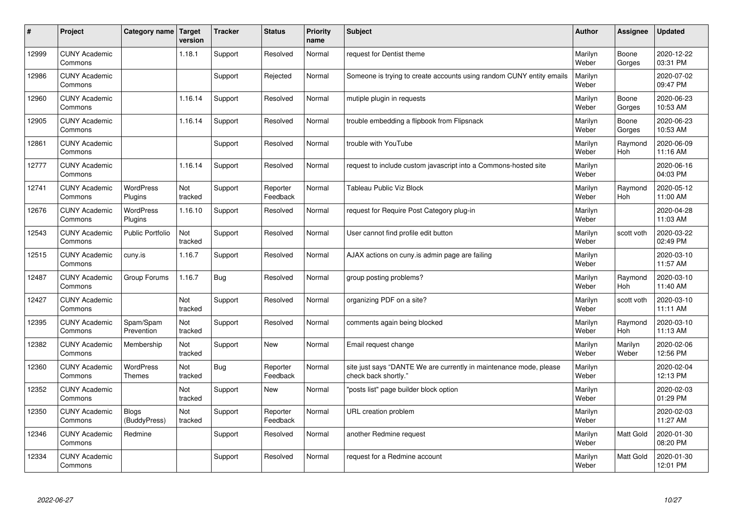| # | Project | Category name | Target version | Tracker | Status | Priority name | Subject | Author | Assignee | Updated |
|---|---|---|---|---|---|---|---|---|---|---|
| 12999 | CUNY Academic Commons | | 1.18.1 | Support | Resolved | Normal | request for Dentist theme | Marilyn Weber | Boone Gorges | 2020-12-22 03:31 PM |
| 12986 | CUNY Academic Commons | | | Support | Rejected | Normal | Someone is trying to create accounts using random CUNY entity emails | Marilyn Weber | | 2020-07-02 09:47 PM |
| 12960 | CUNY Academic Commons | | 1.16.14 | Support | Resolved | Normal | mutiple plugin in requests | Marilyn Weber | Boone Gorges | 2020-06-23 10:53 AM |
| 12905 | CUNY Academic Commons | | 1.16.14 | Support | Resolved | Normal | trouble embedding a flipbook from Flipsnack | Marilyn Weber | Boone Gorges | 2020-06-23 10:53 AM |
| 12861 | CUNY Academic Commons | | | Support | Resolved | Normal | trouble with YouTube | Marilyn Weber | Raymond Hoh | 2020-06-09 11:16 AM |
| 12777 | CUNY Academic Commons | | 1.16.14 | Support | Resolved | Normal | request to include custom javascript into a Commons-hosted site | Marilyn Weber | | 2020-06-16 04:03 PM |
| 12741 | CUNY Academic Commons | WordPress Plugins | Not tracked | Support | Reporter Feedback | Normal | Tableau Public Viz Block | Marilyn Weber | Raymond Hoh | 2020-05-12 11:00 AM |
| 12676 | CUNY Academic Commons | WordPress Plugins | 1.16.10 | Support | Resolved | Normal | request for Require Post Category plug-in | Marilyn Weber | | 2020-04-28 11:03 AM |
| 12543 | CUNY Academic Commons | Public Portfolio | Not tracked | Support | Resolved | Normal | User cannot find profile edit button | Marilyn Weber | scott voth | 2020-03-22 02:49 PM |
| 12515 | CUNY Academic Commons | cuny.is | 1.16.7 | Support | Resolved | Normal | AJAX actions on cuny.is admin page are failing | Marilyn Weber | | 2020-03-10 11:57 AM |
| 12487 | CUNY Academic Commons | Group Forums | 1.16.7 | Bug | Resolved | Normal | group posting problems? | Marilyn Weber | Raymond Hoh | 2020-03-10 11:40 AM |
| 12427 | CUNY Academic Commons | | Not tracked | Support | Resolved | Normal | organizing PDF on a site? | Marilyn Weber | scott voth | 2020-03-10 11:11 AM |
| 12395 | CUNY Academic Commons | Spam/Spam Prevention | Not tracked | Support | Resolved | Normal | comments again being blocked | Marilyn Weber | Raymond Hoh | 2020-03-10 11:13 AM |
| 12382 | CUNY Academic Commons | Membership | Not tracked | Support | New | Normal | Email request change | Marilyn Weber | Marilyn Weber | 2020-02-06 12:56 PM |
| 12360 | CUNY Academic Commons | WordPress Themes | Not tracked | Bug | Reporter Feedback | Normal | site just says "DANTE We are currently in maintenance mode, please check back shortly." | Marilyn Weber | | 2020-02-04 12:13 PM |
| 12352 | CUNY Academic Commons | | Not tracked | Support | New | Normal | "posts list" page builder block option | Marilyn Weber | | 2020-02-03 01:29 PM |
| 12350 | CUNY Academic Commons | Blogs (BuddyPress) | Not tracked | Support | Reporter Feedback | Normal | URL creation problem | Marilyn Weber | | 2020-02-03 11:27 AM |
| 12346 | CUNY Academic Commons | Redmine | | Support | Resolved | Normal | another Redmine request | Marilyn Weber | Matt Gold | 2020-01-30 08:20 PM |
| 12334 | CUNY Academic Commons | | | Support | Resolved | Normal | request for a Redmine account | Marilyn Weber | Matt Gold | 2020-01-30 12:01 PM |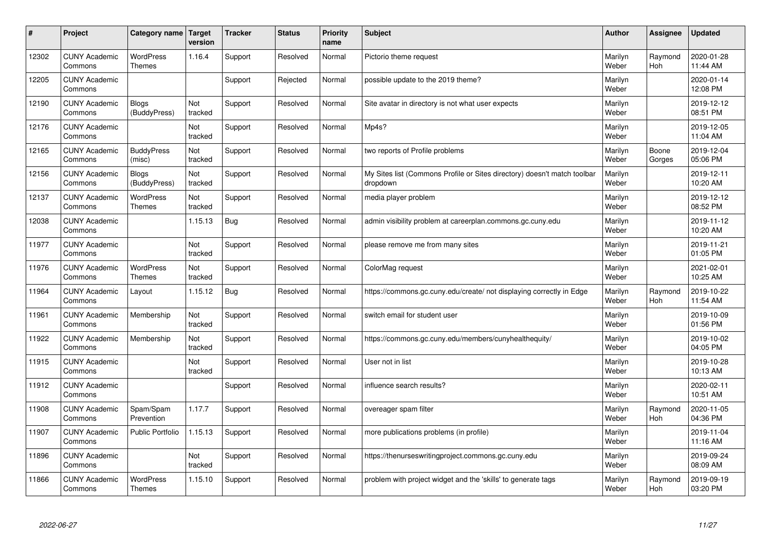| # | Project | Category name | Target version | Tracker | Status | Priority name | Subject | Author | Assignee | Updated |
|---|---|---|---|---|---|---|---|---|---|---|
| 12302 | CUNY Academic Commons | WordPress Themes | 1.16.4 | Support | Resolved | Normal | Pictorio theme request | Marilyn Weber | Raymond Hoh | 2020-01-28 11:44 AM |
| 12205 | CUNY Academic Commons | | | Support | Rejected | Normal | possible update to the 2019 theme? | Marilyn Weber | | 2020-01-14 12:08 PM |
| 12190 | CUNY Academic Commons | Blogs (BuddyPress) | Not tracked | Support | Resolved | Normal | Site avatar in directory is not what user expects | Marilyn Weber | | 2019-12-12 08:51 PM |
| 12176 | CUNY Academic Commons | | Not tracked | Support | Resolved | Normal | Mp4s? | Marilyn Weber | | 2019-12-05 11:04 AM |
| 12165 | CUNY Academic Commons | BuddyPress (misc) | Not tracked | Support | Resolved | Normal | two reports of Profile problems | Marilyn Weber | Boone Gorges | 2019-12-04 05:06 PM |
| 12156 | CUNY Academic Commons | Blogs (BuddyPress) | Not tracked | Support | Resolved | Normal | My Sites list (Commons Profile or Sites directory) doesn't match toolbar dropdown | Marilyn Weber | | 2019-12-11 10:20 AM |
| 12137 | CUNY Academic Commons | WordPress Themes | Not tracked | Support | Resolved | Normal | media player problem | Marilyn Weber | | 2019-12-12 08:52 PM |
| 12038 | CUNY Academic Commons | | 1.15.13 | Bug | Resolved | Normal | admin visibility problem at careerplan.commons.gc.cuny.edu | Marilyn Weber | | 2019-11-12 10:20 AM |
| 11977 | CUNY Academic Commons | | Not tracked | Support | Resolved | Normal | please remove me from many sites | Marilyn Weber | | 2019-11-21 01:05 PM |
| 11976 | CUNY Academic Commons | WordPress Themes | Not tracked | Support | Resolved | Normal | ColorMag request | Marilyn Weber | | 2021-02-01 10:25 AM |
| 11964 | CUNY Academic Commons | Layout | 1.15.12 | Bug | Resolved | Normal | https://commons.gc.cuny.edu/create/ not displaying correctly in Edge | Marilyn Weber | Raymond Hoh | 2019-10-22 11:54 AM |
| 11961 | CUNY Academic Commons | Membership | Not tracked | Support | Resolved | Normal | switch email for student user | Marilyn Weber | | 2019-10-09 01:56 PM |
| 11922 | CUNY Academic Commons | Membership | Not tracked | Support | Resolved | Normal | https://commons.gc.cuny.edu/members/cunyhealthequity/ | Marilyn Weber | | 2019-10-02 04:05 PM |
| 11915 | CUNY Academic Commons | | Not tracked | Support | Resolved | Normal | User not in list | Marilyn Weber | | 2019-10-28 10:13 AM |
| 11912 | CUNY Academic Commons | | | Support | Resolved | Normal | influence search results? | Marilyn Weber | | 2020-02-11 10:51 AM |
| 11908 | CUNY Academic Commons | Spam/Spam Prevention | 1.17.7 | Support | Resolved | Normal | overeager spam filter | Marilyn Weber | Raymond Hoh | 2020-11-05 04:36 PM |
| 11907 | CUNY Academic Commons | Public Portfolio | 1.15.13 | Support | Resolved | Normal | more publications problems (in profile) | Marilyn Weber | | 2019-11-04 11:16 AM |
| 11896 | CUNY Academic Commons | | Not tracked | Support | Resolved | Normal | https://thenurseswritingproject.commons.gc.cuny.edu | Marilyn Weber | | 2019-09-24 08:09 AM |
| 11866 | CUNY Academic Commons | WordPress Themes | 1.15.10 | Support | Resolved | Normal | problem with project widget and the 'skills' to generate tags | Marilyn Weber | Raymond Hoh | 2019-09-19 03:20 PM |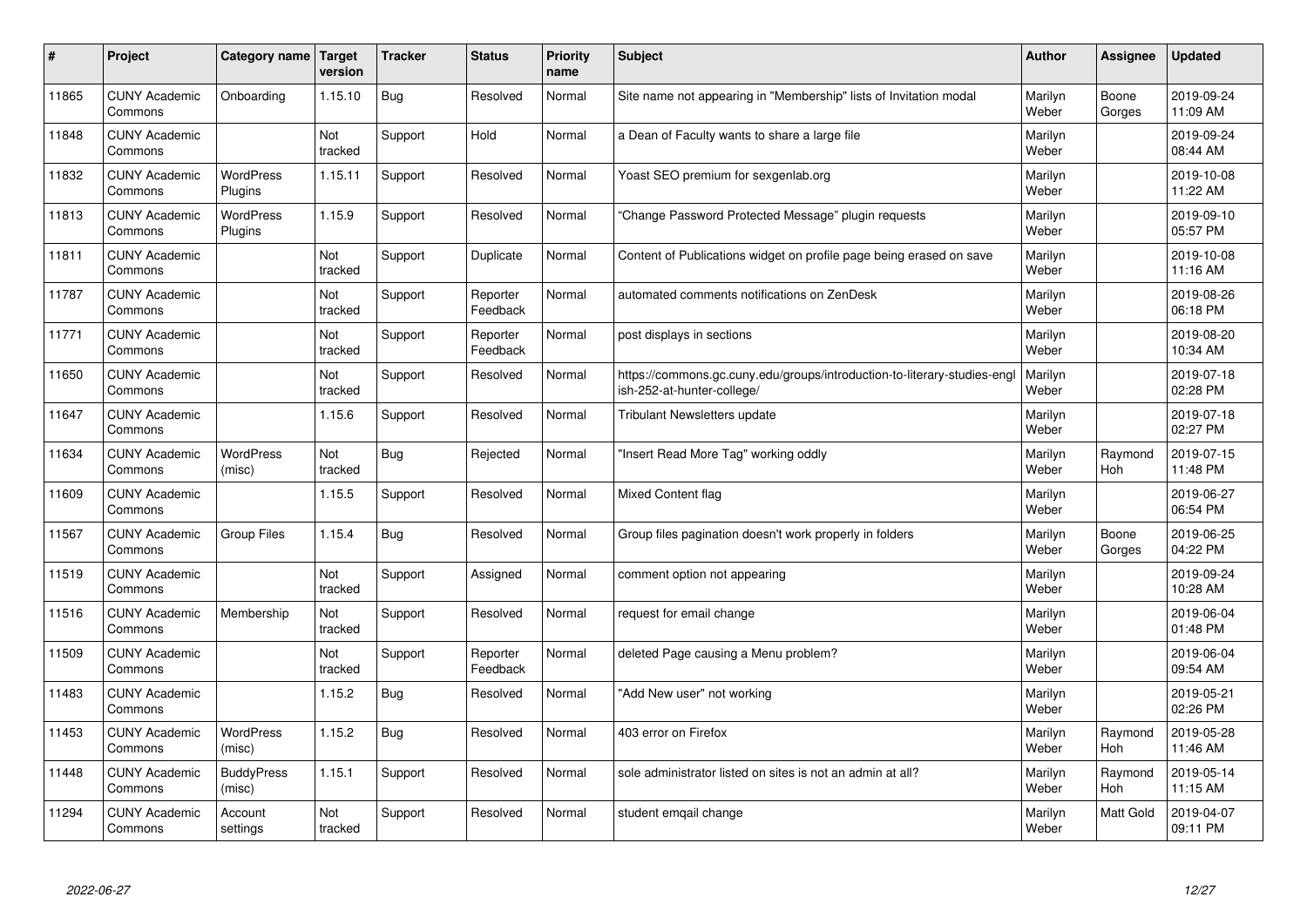| # | Project | Category name | Target version | Tracker | Status | Priority name | Subject | Author | Assignee | Updated |
|---|---|---|---|---|---|---|---|---|---|---|
| 11865 | CUNY Academic Commons | Onboarding | 1.15.10 | Bug | Resolved | Normal | Site name not appearing in "Membership" lists of Invitation modal | Marilyn Weber | Boone Gorges | 2019-09-24 11:09 AM |
| 11848 | CUNY Academic Commons | | Not tracked | Support | Hold | Normal | a Dean of Faculty wants to share a large file | Marilyn Weber | | 2019-09-24 08:44 AM |
| 11832 | CUNY Academic Commons | WordPress Plugins | 1.15.11 | Support | Resolved | Normal | Yoast SEO premium for sexgenlab.org | Marilyn Weber | | 2019-10-08 11:22 AM |
| 11813 | CUNY Academic Commons | WordPress Plugins | 1.15.9 | Support | Resolved | Normal | "Change Password Protected Message" plugin requests | Marilyn Weber | | 2019-09-10 05:57 PM |
| 11811 | CUNY Academic Commons | | Not tracked | Support | Duplicate | Normal | Content of Publications widget on profile page being erased on save | Marilyn Weber | | 2019-10-08 11:16 AM |
| 11787 | CUNY Academic Commons | | Not tracked | Support | Reporter Feedback | Normal | automated comments notifications on ZenDesk | Marilyn Weber | | 2019-08-26 06:18 PM |
| 11771 | CUNY Academic Commons | | Not tracked | Support | Reporter Feedback | Normal | post displays in sections | Marilyn Weber | | 2019-08-20 10:34 AM |
| 11650 | CUNY Academic Commons | | Not tracked | Support | Resolved | Normal | https://commons.gc.cuny.edu/groups/introduction-to-literary-studies-english-252-at-hunter-college/ | Marilyn Weber | | 2019-07-18 02:28 PM |
| 11647 | CUNY Academic Commons | | 1.15.6 | Support | Resolved | Normal | Tribulant Newsletters update | Marilyn Weber | | 2019-07-18 02:27 PM |
| 11634 | CUNY Academic Commons | WordPress (misc) | Not tracked | Bug | Rejected | Normal | "Insert Read More Tag" working oddly | Marilyn Weber | Raymond Hoh | 2019-07-15 11:48 PM |
| 11609 | CUNY Academic Commons | | 1.15.5 | Support | Resolved | Normal | Mixed Content flag | Marilyn Weber | | 2019-06-27 06:54 PM |
| 11567 | CUNY Academic Commons | Group Files | 1.15.4 | Bug | Resolved | Normal | Group files pagination doesn't work properly in folders | Marilyn Weber | Boone Gorges | 2019-06-25 04:22 PM |
| 11519 | CUNY Academic Commons | | Not tracked | Support | Assigned | Normal | comment option not appearing | Marilyn Weber | | 2019-09-24 10:28 AM |
| 11516 | CUNY Academic Commons | Membership | Not tracked | Support | Resolved | Normal | request for email change | Marilyn Weber | | 2019-06-04 01:48 PM |
| 11509 | CUNY Academic Commons | | Not tracked | Support | Reporter Feedback | Normal | deleted Page causing a Menu problem? | Marilyn Weber | | 2019-06-04 09:54 AM |
| 11483 | CUNY Academic Commons | | 1.15.2 | Bug | Resolved | Normal | "Add New user" not working | Marilyn Weber | | 2019-05-21 02:26 PM |
| 11453 | CUNY Academic Commons | WordPress (misc) | 1.15.2 | Bug | Resolved | Normal | 403 error on Firefox | Marilyn Weber | Raymond Hoh | 2019-05-28 11:46 AM |
| 11448 | CUNY Academic Commons | BuddyPress (misc) | 1.15.1 | Support | Resolved | Normal | sole administrator listed on sites is not an admin at all? | Marilyn Weber | Raymond Hoh | 2019-05-14 11:15 AM |
| 11294 | CUNY Academic Commons | Account settings | Not tracked | Support | Resolved | Normal | student emqail change | Marilyn Weber | Matt Gold | 2019-04-07 09:11 PM |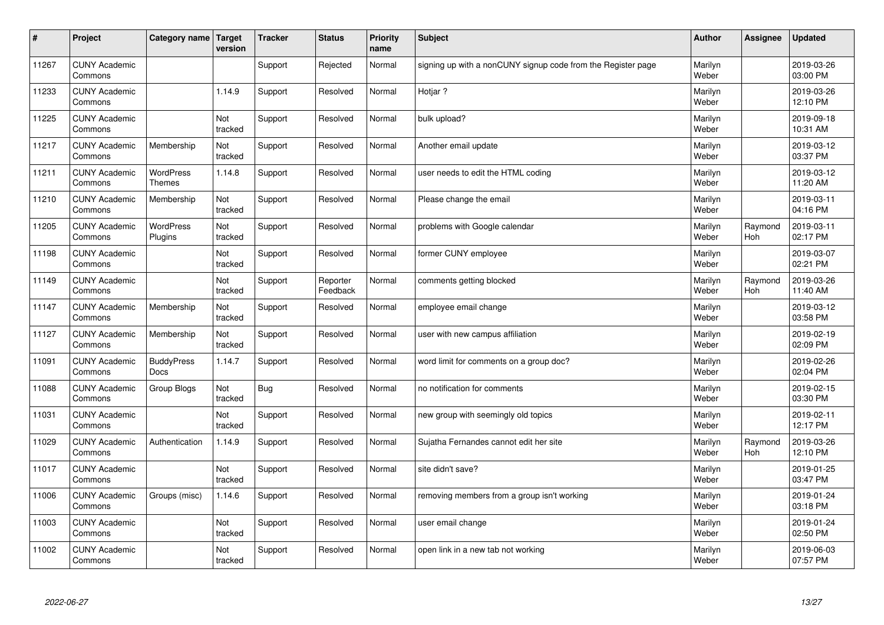| # | Project | Category name | Target version | Tracker | Status | Priority name | Subject | Author | Assignee | Updated |
|---|---|---|---|---|---|---|---|---|---|---|
| 11267 | CUNY Academic Commons | | | Support | Rejected | Normal | signing up with a nonCUNY signup code from the Register page | Marilyn Weber | | 2019-03-26 03:00 PM |
| 11233 | CUNY Academic Commons | | 1.14.9 | Support | Resolved | Normal | Hotjar ? | Marilyn Weber | | 2019-03-26 12:10 PM |
| 11225 | CUNY Academic Commons | | Not tracked | Support | Resolved | Normal | bulk upload? | Marilyn Weber | | 2019-09-18 10:31 AM |
| 11217 | CUNY Academic Commons | Membership | Not tracked | Support | Resolved | Normal | Another email update | Marilyn Weber | | 2019-03-12 03:37 PM |
| 11211 | CUNY Academic Commons | WordPress Themes | 1.14.8 | Support | Resolved | Normal | user needs to edit the HTML coding | Marilyn Weber | | 2019-03-12 11:20 AM |
| 11210 | CUNY Academic Commons | Membership | Not tracked | Support | Resolved | Normal | Please change the email | Marilyn Weber | | 2019-03-11 04:16 PM |
| 11205 | CUNY Academic Commons | WordPress Plugins | Not tracked | Support | Resolved | Normal | problems with Google calendar | Marilyn Weber | Raymond Hoh | 2019-03-11 02:17 PM |
| 11198 | CUNY Academic Commons | | Not tracked | Support | Resolved | Normal | former CUNY employee | Marilyn Weber | | 2019-03-07 02:21 PM |
| 11149 | CUNY Academic Commons | | Not tracked | Support | Reporter Feedback | Normal | comments getting blocked | Marilyn Weber | Raymond Hoh | 2019-03-26 11:40 AM |
| 11147 | CUNY Academic Commons | Membership | Not tracked | Support | Resolved | Normal | employee email change | Marilyn Weber | | 2019-03-12 03:58 PM |
| 11127 | CUNY Academic Commons | Membership | Not tracked | Support | Resolved | Normal | user with new campus affiliation | Marilyn Weber | | 2019-02-19 02:09 PM |
| 11091 | CUNY Academic Commons | BuddyPress Docs | 1.14.7 | Support | Resolved | Normal | word limit for comments on a group doc? | Marilyn Weber | | 2019-02-26 02:04 PM |
| 11088 | CUNY Academic Commons | Group Blogs | Not tracked | Bug | Resolved | Normal | no notification for comments | Marilyn Weber | | 2019-02-15 03:30 PM |
| 11031 | CUNY Academic Commons | | Not tracked | Support | Resolved | Normal | new group with seemingly old topics | Marilyn Weber | | 2019-02-11 12:17 PM |
| 11029 | CUNY Academic Commons | Authentication | 1.14.9 | Support | Resolved | Normal | Sujatha Fernandes cannot edit her site | Marilyn Weber | Raymond Hoh | 2019-03-26 12:10 PM |
| 11017 | CUNY Academic Commons | | Not tracked | Support | Resolved | Normal | site didn't save? | Marilyn Weber | | 2019-01-25 03:47 PM |
| 11006 | CUNY Academic Commons | Groups (misc) | 1.14.6 | Support | Resolved | Normal | removing members from a group isn't working | Marilyn Weber | | 2019-01-24 03:18 PM |
| 11003 | CUNY Academic Commons | | Not tracked | Support | Resolved | Normal | user email change | Marilyn Weber | | 2019-01-24 02:50 PM |
| 11002 | CUNY Academic Commons | | Not tracked | Support | Resolved | Normal | open link in a new tab not working | Marilyn Weber | | 2019-06-03 07:57 PM |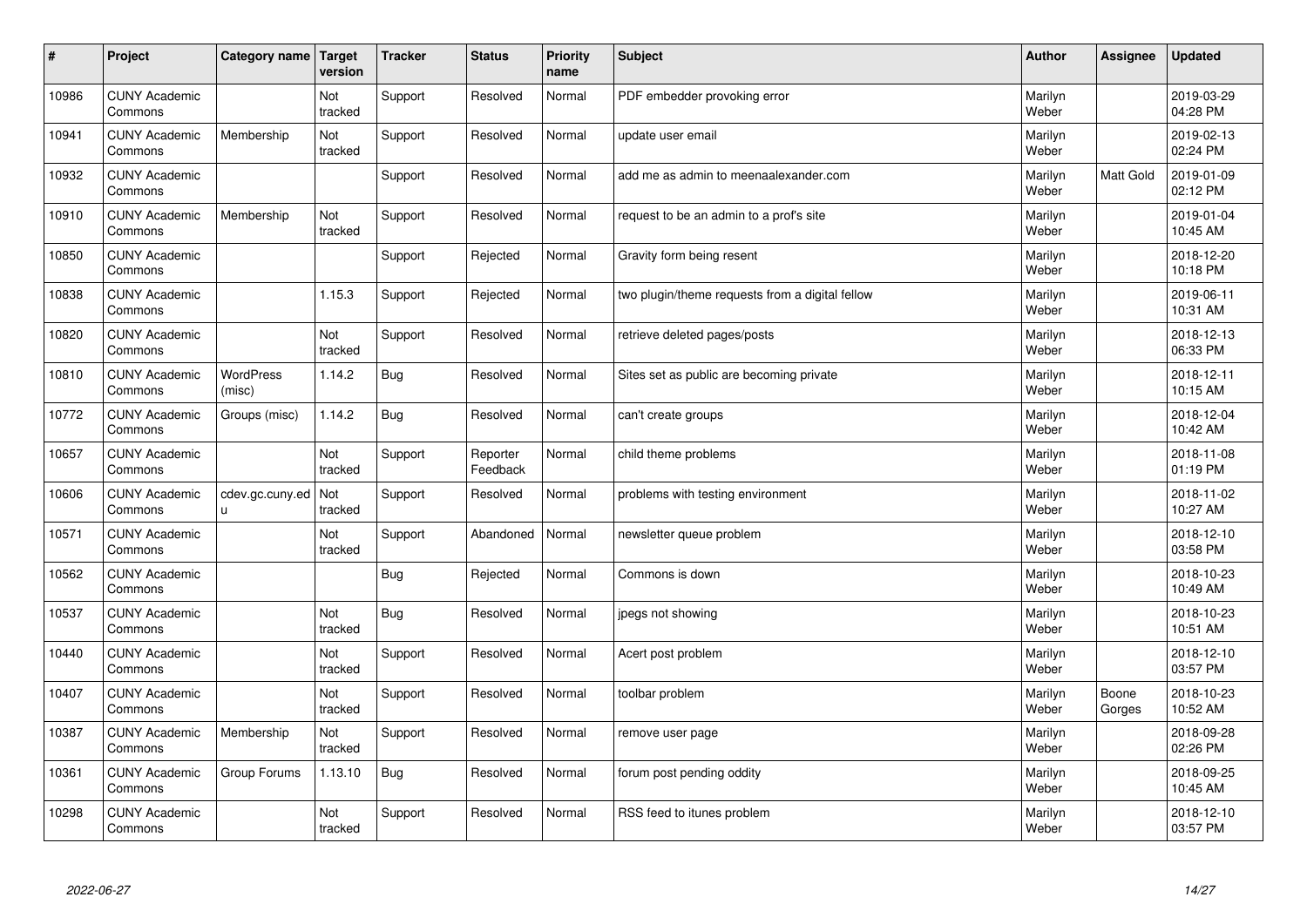| # | Project | Category name | Target version | Tracker | Status | Priority name | Subject | Author | Assignee | Updated |
|---|---|---|---|---|---|---|---|---|---|---|
| 10986 | CUNY Academic Commons | | Not tracked | Support | Resolved | Normal | PDF embedder provoking error | Marilyn Weber | | 2019-03-29 04:28 PM |
| 10941 | CUNY Academic Commons | Membership | Not tracked | Support | Resolved | Normal | update user email | Marilyn Weber | | 2019-02-13 02:24 PM |
| 10932 | CUNY Academic Commons | | | Support | Resolved | Normal | add me as admin to meenaalexander.com | Marilyn Weber | Matt Gold | 2019-01-09 02:12 PM |
| 10910 | CUNY Academic Commons | Membership | Not tracked | Support | Resolved | Normal | request to be an admin to a prof's site | Marilyn Weber | | 2019-01-04 10:45 AM |
| 10850 | CUNY Academic Commons | | | Support | Rejected | Normal | Gravity form being resent | Marilyn Weber | | 2018-12-20 10:18 PM |
| 10838 | CUNY Academic Commons | | 1.15.3 | Support | Rejected | Normal | two plugin/theme requests from a digital fellow | Marilyn Weber | | 2019-06-11 10:31 AM |
| 10820 | CUNY Academic Commons | | Not tracked | Support | Resolved | Normal | retrieve deleted pages/posts | Marilyn Weber | | 2018-12-13 06:33 PM |
| 10810 | CUNY Academic Commons | WordPress (misc) | 1.14.2 | Bug | Resolved | Normal | Sites set as public are becoming private | Marilyn Weber | | 2018-12-11 10:15 AM |
| 10772 | CUNY Academic Commons | Groups (misc) | 1.14.2 | Bug | Resolved | Normal | can't create groups | Marilyn Weber | | 2018-12-04 10:42 AM |
| 10657 | CUNY Academic Commons | | Not tracked | Support | Reporter Feedback | Normal | child theme problems | Marilyn Weber | | 2018-11-08 01:19 PM |
| 10606 | CUNY Academic Commons | cdev.gc.cuny.edu | Not tracked | Support | Resolved | Normal | problems with testing environment | Marilyn Weber | | 2018-11-02 10:27 AM |
| 10571 | CUNY Academic Commons | | Not tracked | Support | Abandoned | Normal | newsletter queue problem | Marilyn Weber | | 2018-12-10 03:58 PM |
| 10562 | CUNY Academic Commons | | | Bug | Rejected | Normal | Commons is down | Marilyn Weber | | 2018-10-23 10:49 AM |
| 10537 | CUNY Academic Commons | | Not tracked | Bug | Resolved | Normal | jpegs not showing | Marilyn Weber | | 2018-10-23 10:51 AM |
| 10440 | CUNY Academic Commons | | Not tracked | Support | Resolved | Normal | Acert post problem | Marilyn Weber | | 2018-12-10 03:57 PM |
| 10407 | CUNY Academic Commons | | Not tracked | Support | Resolved | Normal | toolbar problem | Marilyn Weber | Boone Gorges | 2018-10-23 10:52 AM |
| 10387 | CUNY Academic Commons | Membership | Not tracked | Support | Resolved | Normal | remove user page | Marilyn Weber | | 2018-09-28 02:26 PM |
| 10361 | CUNY Academic Commons | Group Forums | 1.13.10 | Bug | Resolved | Normal | forum post pending oddity | Marilyn Weber | | 2018-09-25 10:45 AM |
| 10298 | CUNY Academic Commons | | Not tracked | Support | Resolved | Normal | RSS feed to itunes problem | Marilyn Weber | | 2018-12-10 03:57 PM |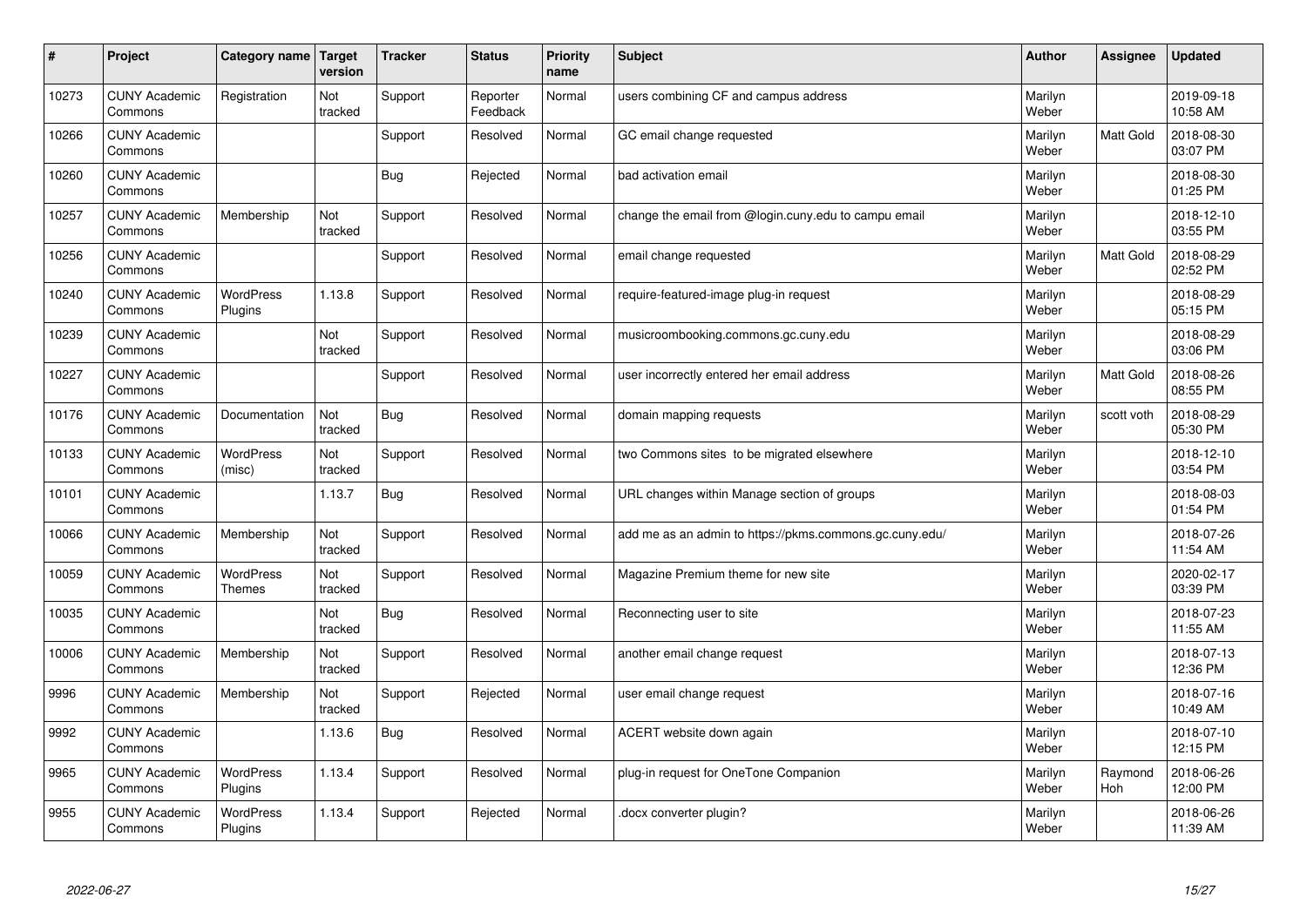| # | Project | Category name | Target version | Tracker | Status | Priority name | Subject | Author | Assignee | Updated |
|---|---|---|---|---|---|---|---|---|---|---|
| 10273 | CUNY Academic Commons | Registration | Not tracked | Support | Reporter Feedback | Normal | users combining CF and campus address | Marilyn Weber | | 2019-09-18 10:58 AM |
| 10266 | CUNY Academic Commons | | | Support | Resolved | Normal | GC email change requested | Marilyn Weber | Matt Gold | 2018-08-30 03:07 PM |
| 10260 | CUNY Academic Commons | | | Bug | Rejected | Normal | bad activation email | Marilyn Weber | | 2018-08-30 01:25 PM |
| 10257 | CUNY Academic Commons | Membership | Not tracked | Support | Resolved | Normal | change the email from @login.cuny.edu to campu email | Marilyn Weber | | 2018-12-10 03:55 PM |
| 10256 | CUNY Academic Commons | | | Support | Resolved | Normal | email change requested | Marilyn Weber | Matt Gold | 2018-08-29 02:52 PM |
| 10240 | CUNY Academic Commons | WordPress Plugins | 1.13.8 | Support | Resolved | Normal | require-featured-image plug-in request | Marilyn Weber | | 2018-08-29 05:15 PM |
| 10239 | CUNY Academic Commons | | Not tracked | Support | Resolved | Normal | musicroombooking.commons.gc.cuny.edu | Marilyn Weber | | 2018-08-29 03:06 PM |
| 10227 | CUNY Academic Commons | | | Support | Resolved | Normal | user incorrectly entered her email address | Marilyn Weber | Matt Gold | 2018-08-26 08:55 PM |
| 10176 | CUNY Academic Commons | Documentation | Not tracked | Bug | Resolved | Normal | domain mapping requests | Marilyn Weber | scott voth | 2018-08-29 05:30 PM |
| 10133 | CUNY Academic Commons | WordPress (misc) | Not tracked | Support | Resolved | Normal | two Commons sites to be migrated elsewhere | Marilyn Weber | | 2018-12-10 03:54 PM |
| 10101 | CUNY Academic Commons | | 1.13.7 | Bug | Resolved | Normal | URL changes within Manage section of groups | Marilyn Weber | | 2018-08-03 01:54 PM |
| 10066 | CUNY Academic Commons | Membership | Not tracked | Support | Resolved | Normal | add me as an admin to https://pkms.commons.gc.cuny.edu/ | Marilyn Weber | | 2018-07-26 11:54 AM |
| 10059 | CUNY Academic Commons | WordPress Themes | Not tracked | Support | Resolved | Normal | Magazine Premium theme for new site | Marilyn Weber | | 2020-02-17 03:39 PM |
| 10035 | CUNY Academic Commons | | Not tracked | Bug | Resolved | Normal | Reconnecting user to site | Marilyn Weber | | 2018-07-23 11:55 AM |
| 10006 | CUNY Academic Commons | Membership | Not tracked | Support | Resolved | Normal | another email change request | Marilyn Weber | | 2018-07-13 12:36 PM |
| 9996 | CUNY Academic Commons | Membership | Not tracked | Support | Rejected | Normal | user email change request | Marilyn Weber | | 2018-07-16 10:49 AM |
| 9992 | CUNY Academic Commons | | 1.13.6 | Bug | Resolved | Normal | ACERT website down again | Marilyn Weber | | 2018-07-10 12:15 PM |
| 9965 | CUNY Academic Commons | WordPress Plugins | 1.13.4 | Support | Resolved | Normal | plug-in request for OneTone Companion | Marilyn Weber | Raymond Hoh | 2018-06-26 12:00 PM |
| 9955 | CUNY Academic Commons | WordPress Plugins | 1.13.4 | Support | Rejected | Normal | .docx converter plugin? | Marilyn Weber | | 2018-06-26 11:39 AM |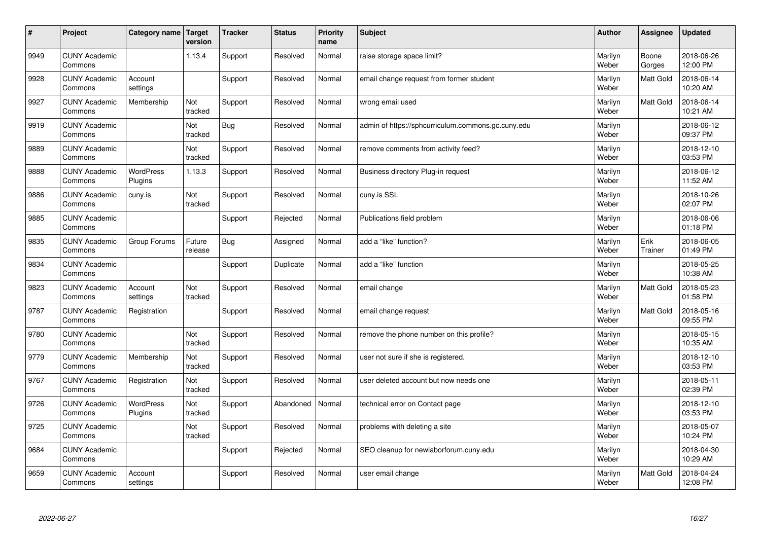| # | Project | Category name | Target version | Tracker | Status | Priority name | Subject | Author | Assignee | Updated |
|---|---|---|---|---|---|---|---|---|---|---|
| 9949 | CUNY Academic Commons | | 1.13.4 | Support | Resolved | Normal | raise storage space limit? | Marilyn Weber | Boone Gorges | 2018-06-26 12:00 PM |
| 9928 | CUNY Academic Commons | Account settings | | Support | Resolved | Normal | email change request from former student | Marilyn Weber | Matt Gold | 2018-06-14 10:20 AM |
| 9927 | CUNY Academic Commons | Membership | Not tracked | Support | Resolved | Normal | wrong email used | Marilyn Weber | Matt Gold | 2018-06-14 10:21 AM |
| 9919 | CUNY Academic Commons | | Not tracked | Bug | Resolved | Normal | admin of https://sphcurriculum.commons.gc.cuny.edu | Marilyn Weber | | 2018-06-12 09:37 PM |
| 9889 | CUNY Academic Commons | | Not tracked | Support | Resolved | Normal | remove comments from activity feed? | Marilyn Weber | | 2018-12-10 03:53 PM |
| 9888 | CUNY Academic Commons | WordPress Plugins | 1.13.3 | Support | Resolved | Normal | Business directory Plug-in request | Marilyn Weber | | 2018-06-12 11:52 AM |
| 9886 | CUNY Academic Commons | cuny.is | Not tracked | Support | Resolved | Normal | cuny.is SSL | Marilyn Weber | | 2018-10-26 02:07 PM |
| 9885 | CUNY Academic Commons | | | Support | Rejected | Normal | Publications field problem | Marilyn Weber | | 2018-06-06 01:18 PM |
| 9835 | CUNY Academic Commons | Group Forums | Future release | Bug | Assigned | Normal | add a “like” function? | Marilyn Weber | Erik Trainer | 2018-06-05 01:49 PM |
| 9834 | CUNY Academic Commons | | | Support | Duplicate | Normal | add a “like” function | Marilyn Weber | | 2018-05-25 10:38 AM |
| 9823 | CUNY Academic Commons | Account settings | Not tracked | Support | Resolved | Normal | email change | Marilyn Weber | Matt Gold | 2018-05-23 01:58 PM |
| 9787 | CUNY Academic Commons | Registration | | Support | Resolved | Normal | email change request | Marilyn Weber | Matt Gold | 2018-05-16 09:55 PM |
| 9780 | CUNY Academic Commons | | Not tracked | Support | Resolved | Normal | remove the phone number on this profile? | Marilyn Weber | | 2018-05-15 10:35 AM |
| 9779 | CUNY Academic Commons | Membership | Not tracked | Support | Resolved | Normal | user not sure if she is registered. | Marilyn Weber | | 2018-12-10 03:53 PM |
| 9767 | CUNY Academic Commons | Registration | Not tracked | Support | Resolved | Normal | user deleted account but now needs one | Marilyn Weber | | 2018-05-11 02:39 PM |
| 9726 | CUNY Academic Commons | WordPress Plugins | Not tracked | Support | Abandoned | Normal | technical error on Contact page | Marilyn Weber | | 2018-12-10 03:53 PM |
| 9725 | CUNY Academic Commons | | Not tracked | Support | Resolved | Normal | problems with deleting a site | Marilyn Weber | | 2018-05-07 10:24 PM |
| 9684 | CUNY Academic Commons | | | Support | Rejected | Normal | SEO cleanup for newlaborforum.cuny.edu | Marilyn Weber | | 2018-04-30 10:29 AM |
| 9659 | CUNY Academic Commons | Account settings | | Support | Resolved | Normal | user email change | Marilyn Weber | Matt Gold | 2018-04-24 12:08 PM |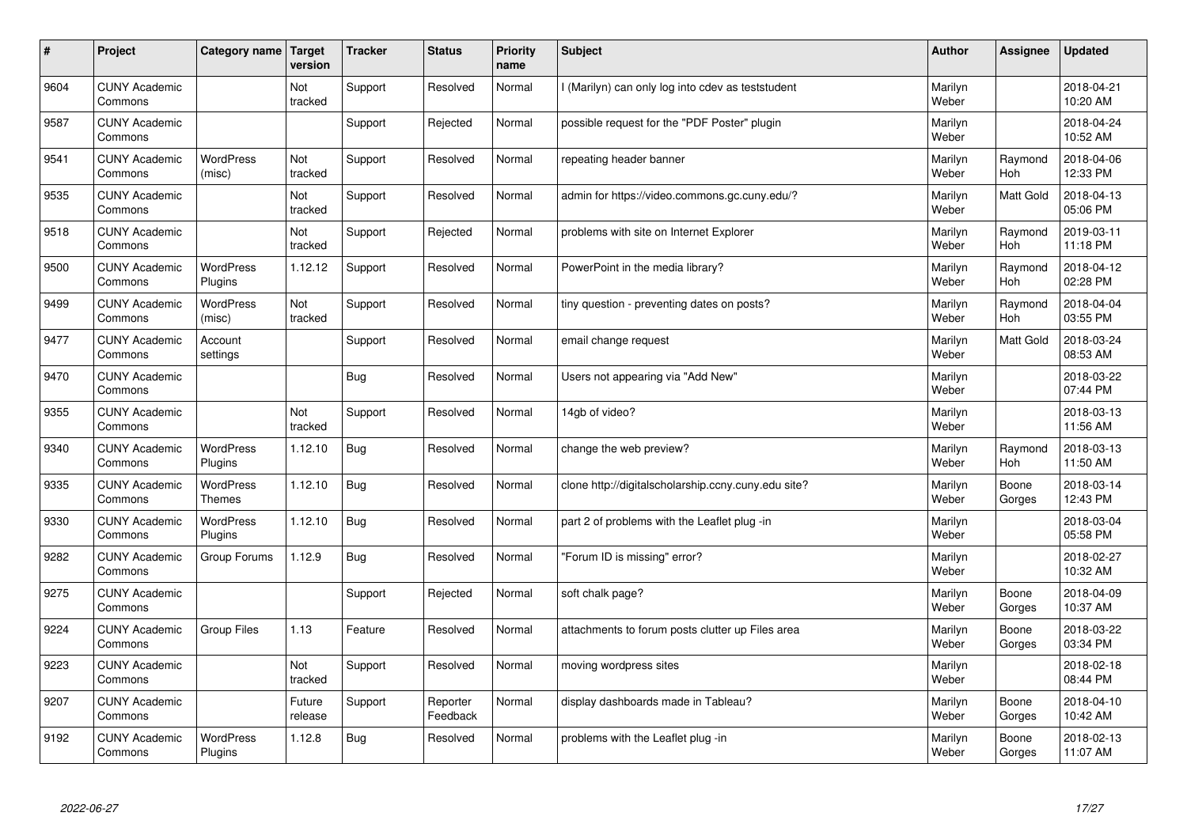| # | Project | Category name | Target version | Tracker | Status | Priority name | Subject | Author | Assignee | Updated |
|---|---|---|---|---|---|---|---|---|---|---|
| 9604 | CUNY Academic Commons | | Not tracked | Support | Resolved | Normal | I (Marilyn) can only log into cdev as teststudent | Marilyn Weber | | 2018-04-21 10:20 AM |
| 9587 | CUNY Academic Commons | | | Support | Rejected | Normal | possible request for the "PDF Poster" plugin | Marilyn Weber | | 2018-04-24 10:52 AM |
| 9541 | CUNY Academic Commons | WordPress (misc) | Not tracked | Support | Resolved | Normal | repeating header banner | Marilyn Weber | Raymond Hoh | 2018-04-06 12:33 PM |
| 9535 | CUNY Academic Commons | | Not tracked | Support | Resolved | Normal | admin for https://video.commons.gc.cuny.edu/? | Marilyn Weber | Matt Gold | 2018-04-13 05:06 PM |
| 9518 | CUNY Academic Commons | | Not tracked | Support | Rejected | Normal | problems with site on Internet Explorer | Marilyn Weber | Raymond Hoh | 2019-03-11 11:18 PM |
| 9500 | CUNY Academic Commons | WordPress Plugins | 1.12.12 | Support | Resolved | Normal | PowerPoint in the media library? | Marilyn Weber | Raymond Hoh | 2018-04-12 02:28 PM |
| 9499 | CUNY Academic Commons | WordPress (misc) | Not tracked | Support | Resolved | Normal | tiny question - preventing dates on posts? | Marilyn Weber | Raymond Hoh | 2018-04-04 03:55 PM |
| 9477 | CUNY Academic Commons | Account settings | | Support | Resolved | Normal | email change request | Marilyn Weber | Matt Gold | 2018-03-24 08:53 AM |
| 9470 | CUNY Academic Commons | | | Bug | Resolved | Normal | Users not appearing via "Add New" | Marilyn Weber | | 2018-03-22 07:44 PM |
| 9355 | CUNY Academic Commons | | Not tracked | Support | Resolved | Normal | 14gb of video? | Marilyn Weber | | 2018-03-13 11:56 AM |
| 9340 | CUNY Academic Commons | WordPress Plugins | 1.12.10 | Bug | Resolved | Normal | change the web preview? | Marilyn Weber | Raymond Hoh | 2018-03-13 11:50 AM |
| 9335 | CUNY Academic Commons | WordPress Themes | 1.12.10 | Bug | Resolved | Normal | clone http://digitalscholarship.ccny.cuny.edu site? | Marilyn Weber | Boone Gorges | 2018-03-14 12:43 PM |
| 9330 | CUNY Academic Commons | WordPress Plugins | 1.12.10 | Bug | Resolved | Normal | part 2 of problems with the Leaflet plug -in | Marilyn Weber | | 2018-03-04 05:58 PM |
| 9282 | CUNY Academic Commons | Group Forums | 1.12.9 | Bug | Resolved | Normal | "Forum ID is missing" error? | Marilyn Weber | | 2018-02-27 10:32 AM |
| 9275 | CUNY Academic Commons | | | Support | Rejected | Normal | soft chalk page? | Marilyn Weber | Boone Gorges | 2018-04-09 10:37 AM |
| 9224 | CUNY Academic Commons | Group Files | 1.13 | Feature | Resolved | Normal | attachments to forum posts clutter up Files area | Marilyn Weber | Boone Gorges | 2018-03-22 03:34 PM |
| 9223 | CUNY Academic Commons | | Not tracked | Support | Resolved | Normal | moving wordpress sites | Marilyn Weber | | 2018-02-18 08:44 PM |
| 9207 | CUNY Academic Commons | | Future release | Support | Reporter Feedback | Normal | display dashboards made in Tableau? | Marilyn Weber | Boone Gorges | 2018-04-10 10:42 AM |
| 9192 | CUNY Academic Commons | WordPress Plugins | 1.12.8 | Bug | Resolved | Normal | problems with the Leaflet plug -in | Marilyn Weber | Boone Gorges | 2018-02-13 11:07 AM |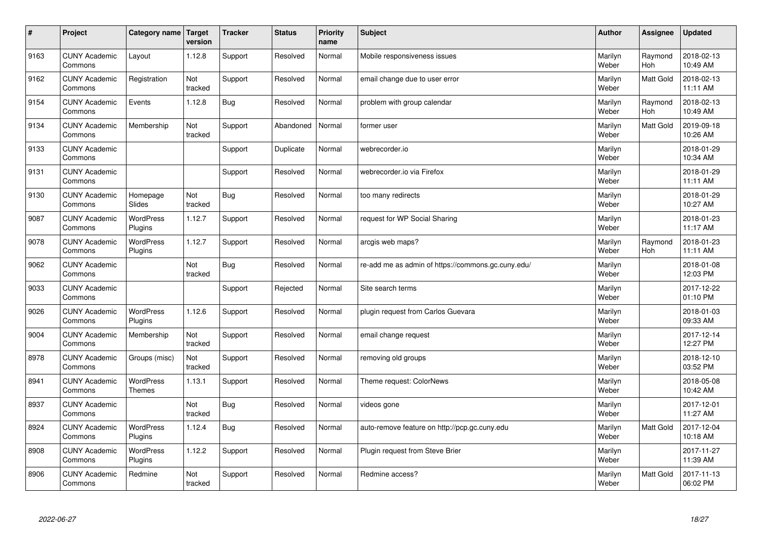| # | Project | Category name | Target version | Tracker | Status | Priority name | Subject | Author | Assignee | Updated |
|---|---|---|---|---|---|---|---|---|---|---|
| 9163 | CUNY Academic Commons | Layout | 1.12.8 | Support | Resolved | Normal | Mobile responsiveness issues | Marilyn Weber | Raymond Hoh | 2018-02-13 10:49 AM |
| 9162 | CUNY Academic Commons | Registration | Not tracked | Support | Resolved | Normal | email change due to user error | Marilyn Weber | Matt Gold | 2018-02-13 11:11 AM |
| 9154 | CUNY Academic Commons | Events | 1.12.8 | Bug | Resolved | Normal | problem with group calendar | Marilyn Weber | Raymond Hoh | 2018-02-13 10:49 AM |
| 9134 | CUNY Academic Commons | Membership | Not tracked | Support | Abandoned | Normal | former user | Marilyn Weber | Matt Gold | 2019-09-18 10:26 AM |
| 9133 | CUNY Academic Commons | | | Support | Duplicate | Normal | webrecorder.io | Marilyn Weber | | 2018-01-29 10:34 AM |
| 9131 | CUNY Academic Commons | | | Support | Resolved | Normal | webrecorder.io via Firefox | Marilyn Weber | | 2018-01-29 11:11 AM |
| 9130 | CUNY Academic Commons | Homepage Slides | Not tracked | Bug | Resolved | Normal | too many redirects | Marilyn Weber | | 2018-01-29 10:27 AM |
| 9087 | CUNY Academic Commons | WordPress Plugins | 1.12.7 | Support | Resolved | Normal | request for WP Social Sharing | Marilyn Weber | | 2018-01-23 11:17 AM |
| 9078 | CUNY Academic Commons | WordPress Plugins | 1.12.7 | Support | Resolved | Normal | arcgis web maps? | Marilyn Weber | Raymond Hoh | 2018-01-23 11:11 AM |
| 9062 | CUNY Academic Commons | | Not tracked | Bug | Resolved | Normal | re-add me as admin of https://commons.gc.cuny.edu/ | Marilyn Weber | | 2018-01-08 12:03 PM |
| 9033 | CUNY Academic Commons | | | Support | Rejected | Normal | Site search terms | Marilyn Weber | | 2017-12-22 01:10 PM |
| 9026 | CUNY Academic Commons | WordPress Plugins | 1.12.6 | Support | Resolved | Normal | plugin request from Carlos Guevara | Marilyn Weber | | 2018-01-03 09:33 AM |
| 9004 | CUNY Academic Commons | Membership | Not tracked | Support | Resolved | Normal | email change request | Marilyn Weber | | 2017-12-14 12:27 PM |
| 8978 | CUNY Academic Commons | Groups (misc) | Not tracked | Support | Resolved | Normal | removing old groups | Marilyn Weber | | 2018-12-10 03:52 PM |
| 8941 | CUNY Academic Commons | WordPress Themes | 1.13.1 | Support | Resolved | Normal | Theme request: ColorNews | Marilyn Weber | | 2018-05-08 10:42 AM |
| 8937 | CUNY Academic Commons | | Not tracked | Bug | Resolved | Normal | videos gone | Marilyn Weber | | 2017-12-01 11:27 AM |
| 8924 | CUNY Academic Commons | WordPress Plugins | 1.12.4 | Bug | Resolved | Normal | auto-remove feature on http://pcp.gc.cuny.edu | Marilyn Weber | Matt Gold | 2017-12-04 10:18 AM |
| 8908 | CUNY Academic Commons | WordPress Plugins | 1.12.2 | Support | Resolved | Normal | Plugin request from Steve Brier | Marilyn Weber | | 2017-11-27 11:39 AM |
| 8906 | CUNY Academic Commons | Redmine | Not tracked | Support | Resolved | Normal | Redmine access? | Marilyn Weber | Matt Gold | 2017-11-13 06:02 PM |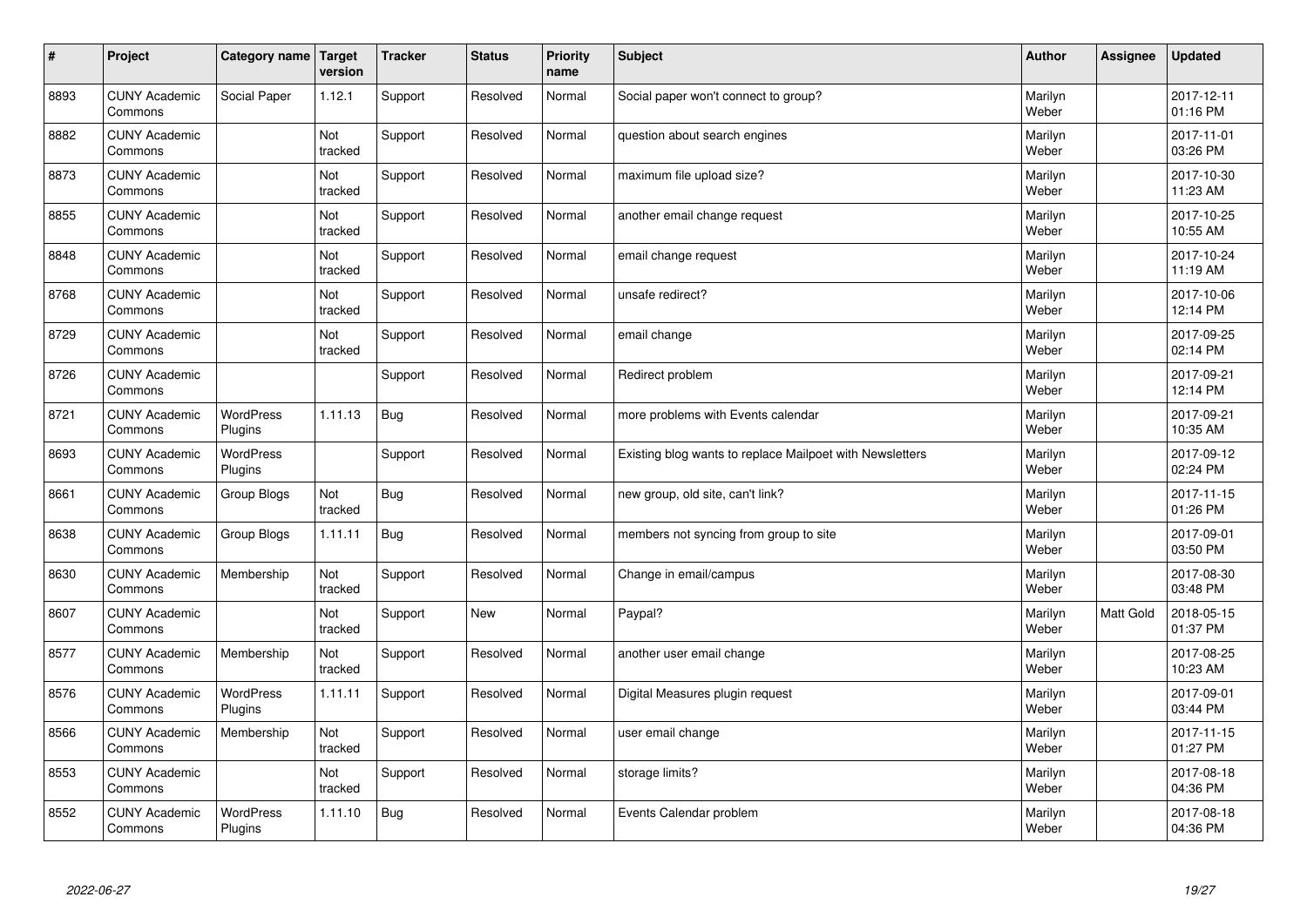| # | Project | Category name | Target version | Tracker | Status | Priority name | Subject | Author | Assignee | Updated |
|---|---|---|---|---|---|---|---|---|---|---|
| 8893 | CUNY Academic Commons | Social Paper | 1.12.1 | Support | Resolved | Normal | Social paper won't connect to group? | Marilyn Weber | | 2017-12-11 01:16 PM |
| 8882 | CUNY Academic Commons | | Not tracked | Support | Resolved | Normal | question about search engines | Marilyn Weber | | 2017-11-01 03:26 PM |
| 8873 | CUNY Academic Commons | | Not tracked | Support | Resolved | Normal | maximum file upload size? | Marilyn Weber | | 2017-10-30 11:23 AM |
| 8855 | CUNY Academic Commons | | Not tracked | Support | Resolved | Normal | another email change request | Marilyn Weber | | 2017-10-25 10:55 AM |
| 8848 | CUNY Academic Commons | | Not tracked | Support | Resolved | Normal | email change request | Marilyn Weber | | 2017-10-24 11:19 AM |
| 8768 | CUNY Academic Commons | | Not tracked | Support | Resolved | Normal | unsafe redirect? | Marilyn Weber | | 2017-10-06 12:14 PM |
| 8729 | CUNY Academic Commons | | Not tracked | Support | Resolved | Normal | email change | Marilyn Weber | | 2017-09-25 02:14 PM |
| 8726 | CUNY Academic Commons | | | Support | Resolved | Normal | Redirect problem | Marilyn Weber | | 2017-09-21 12:14 PM |
| 8721 | CUNY Academic Commons | WordPress Plugins | 1.11.13 | Bug | Resolved | Normal | more problems with Events calendar | Marilyn Weber | | 2017-09-21 10:35 AM |
| 8693 | CUNY Academic Commons | WordPress Plugins | | Support | Resolved | Normal | Existing blog wants to replace Mailpoet with Newsletters | Marilyn Weber | | 2017-09-12 02:24 PM |
| 8661 | CUNY Academic Commons | Group Blogs | Not tracked | Bug | Resolved | Normal | new group, old site, can't link? | Marilyn Weber | | 2017-11-15 01:26 PM |
| 8638 | CUNY Academic Commons | Group Blogs | 1.11.11 | Bug | Resolved | Normal | members not syncing from group to site | Marilyn Weber | | 2017-09-01 03:50 PM |
| 8630 | CUNY Academic Commons | Membership | Not tracked | Support | Resolved | Normal | Change in email/campus | Marilyn Weber | | 2017-08-30 03:48 PM |
| 8607 | CUNY Academic Commons | | Not tracked | Support | New | Normal | Paypal? | Marilyn Weber | Matt Gold | 2018-05-15 01:37 PM |
| 8577 | CUNY Academic Commons | Membership | Not tracked | Support | Resolved | Normal | another user email change | Marilyn Weber | | 2017-08-25 10:23 AM |
| 8576 | CUNY Academic Commons | WordPress Plugins | 1.11.11 | Support | Resolved | Normal | Digital Measures plugin request | Marilyn Weber | | 2017-09-01 03:44 PM |
| 8566 | CUNY Academic Commons | Membership | Not tracked | Support | Resolved | Normal | user email change | Marilyn Weber | | 2017-11-15 01:27 PM |
| 8553 | CUNY Academic Commons | | Not tracked | Support | Resolved | Normal | storage limits? | Marilyn Weber | | 2017-08-18 04:36 PM |
| 8552 | CUNY Academic Commons | WordPress Plugins | 1.11.10 | Bug | Resolved | Normal | Events Calendar problem | Marilyn Weber | | 2017-08-18 04:36 PM |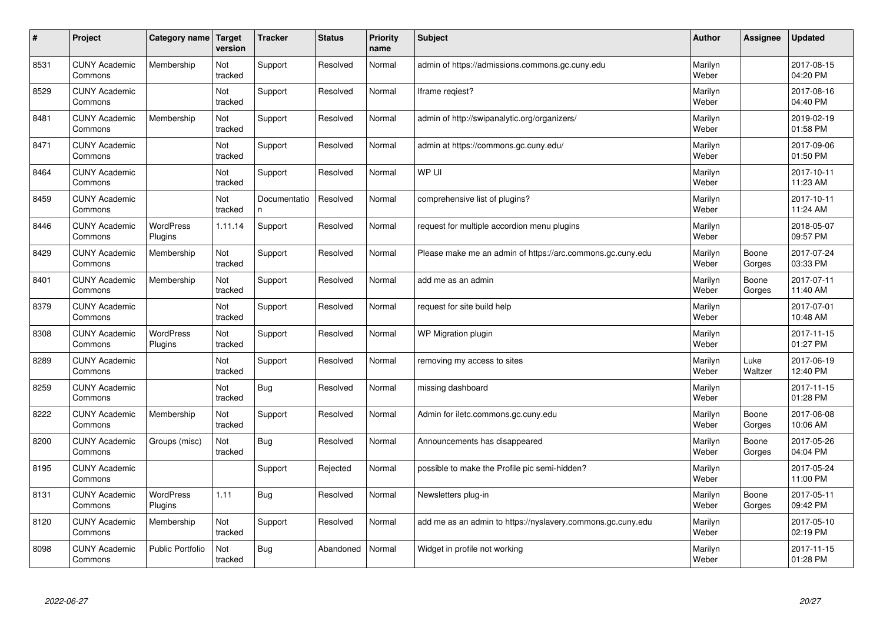| # | Project | Category name | Target version | Tracker | Status | Priority name | Subject | Author | Assignee | Updated |
|---|---|---|---|---|---|---|---|---|---|---|
| 8531 | CUNY Academic Commons | Membership | Not tracked | Support | Resolved | Normal | admin of https://admissions.commons.gc.cuny.edu | Marilyn Weber | | 2017-08-15 04:20 PM |
| 8529 | CUNY Academic Commons | | Not tracked | Support | Resolved | Normal | Iframe reqiest? | Marilyn Weber | | 2017-08-16 04:40 PM |
| 8481 | CUNY Academic Commons | Membership | Not tracked | Support | Resolved | Normal | admin of http://swipanalytic.org/organizers/ | Marilyn Weber | | 2019-02-19 01:58 PM |
| 8471 | CUNY Academic Commons | | Not tracked | Support | Resolved | Normal | admin at https://commons.gc.cuny.edu/ | Marilyn Weber | | 2017-09-06 01:50 PM |
| 8464 | CUNY Academic Commons | | Not tracked | Support | Resolved | Normal | WP UI | Marilyn Weber | | 2017-10-11 11:23 AM |
| 8459 | CUNY Academic Commons | | Not tracked | Documentation | Resolved | Normal | comprehensive list of plugins? | Marilyn Weber | | 2017-10-11 11:24 AM |
| 8446 | CUNY Academic Commons | WordPress Plugins | 1.11.14 | Support | Resolved | Normal | request for multiple accordion menu plugins | Marilyn Weber | | 2018-05-07 09:57 PM |
| 8429 | CUNY Academic Commons | Membership | Not tracked | Support | Resolved | Normal | Please make me an admin of https://arc.commons.gc.cuny.edu | Marilyn Weber | Boone Gorges | 2017-07-24 03:33 PM |
| 8401 | CUNY Academic Commons | Membership | Not tracked | Support | Resolved | Normal | add me as an admin | Marilyn Weber | Boone Gorges | 2017-07-11 11:40 AM |
| 8379 | CUNY Academic Commons | | Not tracked | Support | Resolved | Normal | request for site build help | Marilyn Weber | | 2017-07-01 10:48 AM |
| 8308 | CUNY Academic Commons | WordPress Plugins | Not tracked | Support | Resolved | Normal | WP Migration plugin | Marilyn Weber | | 2017-11-15 01:27 PM |
| 8289 | CUNY Academic Commons | | Not tracked | Support | Resolved | Normal | removing my access to sites | Marilyn Weber | Luke Waltzer | 2017-06-19 12:40 PM |
| 8259 | CUNY Academic Commons | | Not tracked | Bug | Resolved | Normal | missing dashboard | Marilyn Weber | | 2017-11-15 01:28 PM |
| 8222 | CUNY Academic Commons | Membership | Not tracked | Support | Resolved | Normal | Admin for iletc.commons.gc.cuny.edu | Marilyn Weber | Boone Gorges | 2017-06-08 10:06 AM |
| 8200 | CUNY Academic Commons | Groups (misc) | Not tracked | Bug | Resolved | Normal | Announcements has disappeared | Marilyn Weber | Boone Gorges | 2017-05-26 04:04 PM |
| 8195 | CUNY Academic Commons | | | Support | Rejected | Normal | possible to make the Profile pic semi-hidden? | Marilyn Weber | | 2017-05-24 11:00 PM |
| 8131 | CUNY Academic Commons | WordPress Plugins | 1.11 | Bug | Resolved | Normal | Newsletters plug-in | Marilyn Weber | Boone Gorges | 2017-05-11 09:42 PM |
| 8120 | CUNY Academic Commons | Membership | Not tracked | Support | Resolved | Normal | add me as an admin to https://nyslavery.commons.gc.cuny.edu | Marilyn Weber | | 2017-05-10 02:19 PM |
| 8098 | CUNY Academic Commons | Public Portfolio | Not tracked | Bug | Abandoned | Normal | Widget in profile not working | Marilyn Weber | | 2017-11-15 01:28 PM |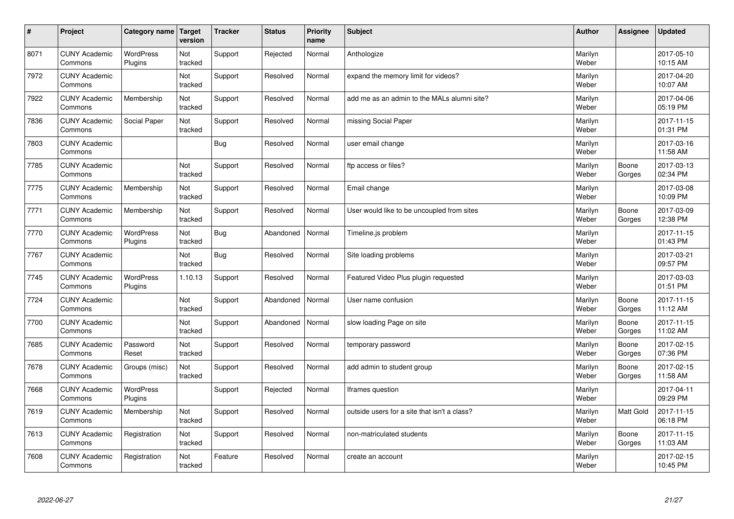| # | Project | Category name | Target version | Tracker | Status | Priority name | Subject | Author | Assignee | Updated |
|---|---|---|---|---|---|---|---|---|---|---|
| 8071 | CUNY Academic Commons | WordPress Plugins | Not tracked | Support | Rejected | Normal | Anthologize | Marilyn Weber | | 2017-05-10 10:15 AM |
| 7972 | CUNY Academic Commons | | Not tracked | Support | Resolved | Normal | expand the memory limit for videos? | Marilyn Weber | | 2017-04-20 10:07 AM |
| 7922 | CUNY Academic Commons | Membership | Not tracked | Support | Resolved | Normal | add me as an admin to the MALs alumni site? | Marilyn Weber | | 2017-04-06 05:19 PM |
| 7836 | CUNY Academic Commons | Social Paper | Not tracked | Support | Resolved | Normal | missing Social Paper | Marilyn Weber | | 2017-11-15 01:31 PM |
| 7803 | CUNY Academic Commons | | | Bug | Resolved | Normal | user email change | Marilyn Weber | | 2017-03-16 11:58 AM |
| 7785 | CUNY Academic Commons | | Not tracked | Support | Resolved | Normal | ftp access or files? | Marilyn Weber | Boone Gorges | 2017-03-13 02:34 PM |
| 7775 | CUNY Academic Commons | Membership | Not tracked | Support | Resolved | Normal | Email change | Marilyn Weber | | 2017-03-08 10:09 PM |
| 7771 | CUNY Academic Commons | Membership | Not tracked | Support | Resolved | Normal | User would like to be uncoupled from sites | Marilyn Weber | Boone Gorges | 2017-03-09 12:38 PM |
| 7770 | CUNY Academic Commons | WordPress Plugins | Not tracked | Bug | Abandoned | Normal | Timeline.js problem | Marilyn Weber | | 2017-11-15 01:43 PM |
| 7767 | CUNY Academic Commons | | Not tracked | Bug | Resolved | Normal | Site loading problems | Marilyn Weber | | 2017-03-21 09:57 PM |
| 7745 | CUNY Academic Commons | WordPress Plugins | 1.10.13 | Support | Resolved | Normal | Featured Video Plus plugin requested | Marilyn Weber | | 2017-03-03 01:51 PM |
| 7724 | CUNY Academic Commons | | Not tracked | Support | Abandoned | Normal | User name confusion | Marilyn Weber | Boone Gorges | 2017-11-15 11:12 AM |
| 7700 | CUNY Academic Commons | | Not tracked | Support | Abandoned | Normal | slow loading Page on site | Marilyn Weber | Boone Gorges | 2017-11-15 11:02 AM |
| 7685 | CUNY Academic Commons | Password Reset | Not tracked | Support | Resolved | Normal | temporary password | Marilyn Weber | Boone Gorges | 2017-02-15 07:36 PM |
| 7678 | CUNY Academic Commons | Groups (misc) | Not tracked | Support | Resolved | Normal | add admin to student group | Marilyn Weber | Boone Gorges | 2017-02-15 11:58 AM |
| 7668 | CUNY Academic Commons | WordPress Plugins | | Support | Rejected | Normal | Iframes question | Marilyn Weber | | 2017-04-11 09:29 PM |
| 7619 | CUNY Academic Commons | Membership | Not tracked | Support | Resolved | Normal | outside users for a site that isn't a class? | Marilyn Weber | Matt Gold | 2017-11-15 06:18 PM |
| 7613 | CUNY Academic Commons | Registration | Not tracked | Support | Resolved | Normal | non-matriculated students | Marilyn Weber | Boone Gorges | 2017-11-15 11:03 AM |
| 7608 | CUNY Academic Commons | Registration | Not tracked | Feature | Resolved | Normal | create an account | Marilyn Weber | | 2017-02-15 10:45 PM |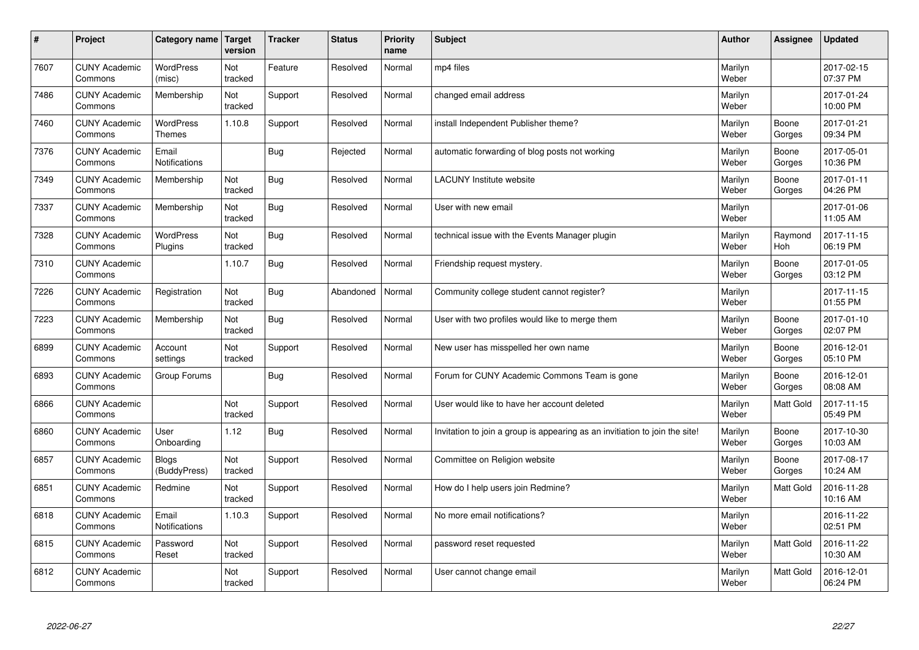| # | Project | Category name | Target version | Tracker | Status | Priority name | Subject | Author | Assignee | Updated |
|---|---|---|---|---|---|---|---|---|---|---|
| 7607 | CUNY Academic Commons | WordPress (misc) | Not tracked | Feature | Resolved | Normal | mp4 files | Marilyn Weber | | 2017-02-15 07:37 PM |
| 7486 | CUNY Academic Commons | Membership | Not tracked | Support | Resolved | Normal | changed email address | Marilyn Weber | | 2017-01-24 10:00 PM |
| 7460 | CUNY Academic Commons | WordPress Themes | 1.10.8 | Support | Resolved | Normal | install Independent Publisher theme? | Marilyn Weber | Boone Gorges | 2017-01-21 09:34 PM |
| 7376 | CUNY Academic Commons | Email Notifications | | Bug | Rejected | Normal | automatic forwarding of blog posts not working | Marilyn Weber | Boone Gorges | 2017-05-01 10:36 PM |
| 7349 | CUNY Academic Commons | Membership | Not tracked | Bug | Resolved | Normal | LACUNY Institute website | Marilyn Weber | Boone Gorges | 2017-01-11 04:26 PM |
| 7337 | CUNY Academic Commons | Membership | Not tracked | Bug | Resolved | Normal | User with new email | Marilyn Weber | | 2017-01-06 11:05 AM |
| 7328 | CUNY Academic Commons | WordPress Plugins | Not tracked | Bug | Resolved | Normal | technical issue with the Events Manager plugin | Marilyn Weber | Raymond Hoh | 2017-11-15 06:19 PM |
| 7310 | CUNY Academic Commons | | 1.10.7 | Bug | Resolved | Normal | Friendship request mystery. | Marilyn Weber | Boone Gorges | 2017-01-05 03:12 PM |
| 7226 | CUNY Academic Commons | Registration | Not tracked | Bug | Abandoned | Normal | Community college student cannot register? | Marilyn Weber | | 2017-11-15 01:55 PM |
| 7223 | CUNY Academic Commons | Membership | Not tracked | Bug | Resolved | Normal | User with two profiles would like to merge them | Marilyn Weber | Boone Gorges | 2017-01-10 02:07 PM |
| 6899 | CUNY Academic Commons | Account settings | Not tracked | Support | Resolved | Normal | New user has misspelled her own name | Marilyn Weber | Boone Gorges | 2016-12-01 05:10 PM |
| 6893 | CUNY Academic Commons | Group Forums | | Bug | Resolved | Normal | Forum for CUNY Academic Commons Team is gone | Marilyn Weber | Boone Gorges | 2016-12-01 08:08 AM |
| 6866 | CUNY Academic Commons | | Not tracked | Support | Resolved | Normal | User would like to have her account deleted | Marilyn Weber | Matt Gold | 2017-11-15 05:49 PM |
| 6860 | CUNY Academic Commons | User Onboarding | 1.12 | Bug | Resolved | Normal | Invitation to join a group is appearing as an invitiation to join the site! | Marilyn Weber | Boone Gorges | 2017-10-30 10:03 AM |
| 6857 | CUNY Academic Commons | Blogs (BuddyPress) | Not tracked | Support | Resolved | Normal | Committee on Religion website | Marilyn Weber | Boone Gorges | 2017-08-17 10:24 AM |
| 6851 | CUNY Academic Commons | Redmine | Not tracked | Support | Resolved | Normal | How do I help users join Redmine? | Marilyn Weber | Matt Gold | 2016-11-28 10:16 AM |
| 6818 | CUNY Academic Commons | Email Notifications | 1.10.3 | Support | Resolved | Normal | No more email notifications? | Marilyn Weber | | 2016-11-22 02:51 PM |
| 6815 | CUNY Academic Commons | Password Reset | Not tracked | Support | Resolved | Normal | password reset requested | Marilyn Weber | Matt Gold | 2016-11-22 10:30 AM |
| 6812 | CUNY Academic Commons | | Not tracked | Support | Resolved | Normal | User cannot change email | Marilyn Weber | Matt Gold | 2016-12-01 06:24 PM |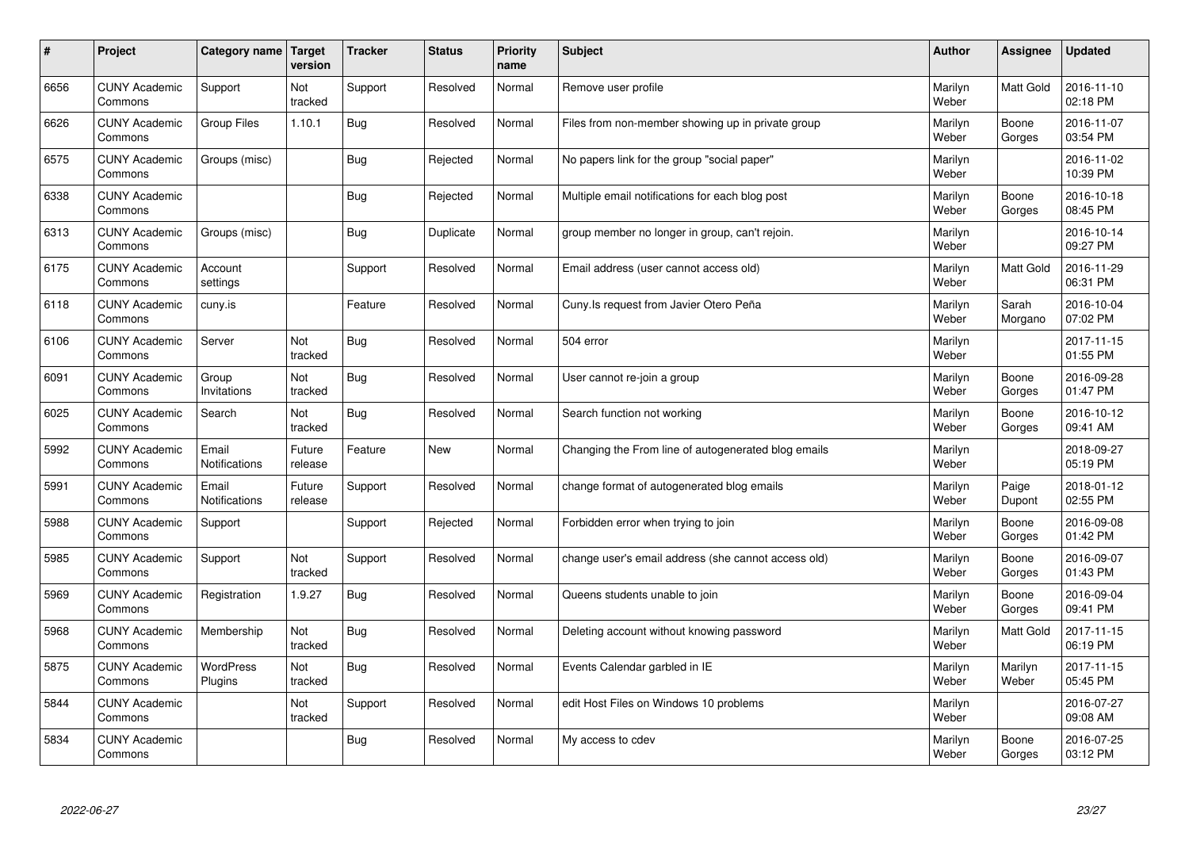| # | Project | Category name | Target version | Tracker | Status | Priority name | Subject | Author | Assignee | Updated |
|---|---|---|---|---|---|---|---|---|---|---|
| 6656 | CUNY Academic Commons | Support | Not tracked | Support | Resolved | Normal | Remove user profile | Marilyn Weber | Matt Gold | 2016-11-10 02:18 PM |
| 6626 | CUNY Academic Commons | Group Files | 1.10.1 | Bug | Resolved | Normal | Files from non-member showing up in private group | Marilyn Weber | Boone Gorges | 2016-11-07 03:54 PM |
| 6575 | CUNY Academic Commons | Groups (misc) | | Bug | Rejected | Normal | No papers link for the group "social paper" | Marilyn Weber | | 2016-11-02 10:39 PM |
| 6338 | CUNY Academic Commons | | | Bug | Rejected | Normal | Multiple email notifications for each blog post | Marilyn Weber | Boone Gorges | 2016-10-18 08:45 PM |
| 6313 | CUNY Academic Commons | Groups (misc) | | Bug | Duplicate | Normal | group member no longer in group, can't rejoin. | Marilyn Weber | | 2016-10-14 09:27 PM |
| 6175 | CUNY Academic Commons | Account settings | | Support | Resolved | Normal | Email address (user cannot access old) | Marilyn Weber | Matt Gold | 2016-11-29 06:31 PM |
| 6118 | CUNY Academic Commons | cuny.is | | Feature | Resolved | Normal | Cuny.Is request from Javier Otero Peña | Marilyn Weber | Sarah Morgano | 2016-10-04 07:02 PM |
| 6106 | CUNY Academic Commons | Server | Not tracked | Bug | Resolved | Normal | 504 error | Marilyn Weber | | 2017-11-15 01:55 PM |
| 6091 | CUNY Academic Commons | Group Invitations | Not tracked | Bug | Resolved | Normal | User cannot re-join a group | Marilyn Weber | Boone Gorges | 2016-09-28 01:47 PM |
| 6025 | CUNY Academic Commons | Search | Not tracked | Bug | Resolved | Normal | Search function not working | Marilyn Weber | Boone Gorges | 2016-10-12 09:41 AM |
| 5992 | CUNY Academic Commons | Email Notifications | Future release | Feature | New | Normal | Changing the From line of autogenerated blog emails | Marilyn Weber | | 2018-09-27 05:19 PM |
| 5991 | CUNY Academic Commons | Email Notifications | Future release | Support | Resolved | Normal | change format of autogenerated blog emails | Marilyn Weber | Paige Dupont | 2018-01-12 02:55 PM |
| 5988 | CUNY Academic Commons | Support | | Support | Rejected | Normal | Forbidden error when trying to join | Marilyn Weber | Boone Gorges | 2016-09-08 01:42 PM |
| 5985 | CUNY Academic Commons | Support | Not tracked | Support | Resolved | Normal | change user's email address (she cannot access old) | Marilyn Weber | Boone Gorges | 2016-09-07 01:43 PM |
| 5969 | CUNY Academic Commons | Registration | 1.9.27 | Bug | Resolved | Normal | Queens students unable to join | Marilyn Weber | Boone Gorges | 2016-09-04 09:41 PM |
| 5968 | CUNY Academic Commons | Membership | Not tracked | Bug | Resolved | Normal | Deleting account without knowing password | Marilyn Weber | Matt Gold | 2017-11-15 06:19 PM |
| 5875 | CUNY Academic Commons | WordPress Plugins | Not tracked | Bug | Resolved | Normal | Events Calendar garbled in IE | Marilyn Weber | Marilyn Weber | 2017-11-15 05:45 PM |
| 5844 | CUNY Academic Commons | | Not tracked | Support | Resolved | Normal | edit Host Files on Windows 10 problems | Marilyn Weber | | 2016-07-27 09:08 AM |
| 5834 | CUNY Academic Commons | | | Bug | Resolved | Normal | My access to cdev | Marilyn Weber | Boone Gorges | 2016-07-25 03:12 PM |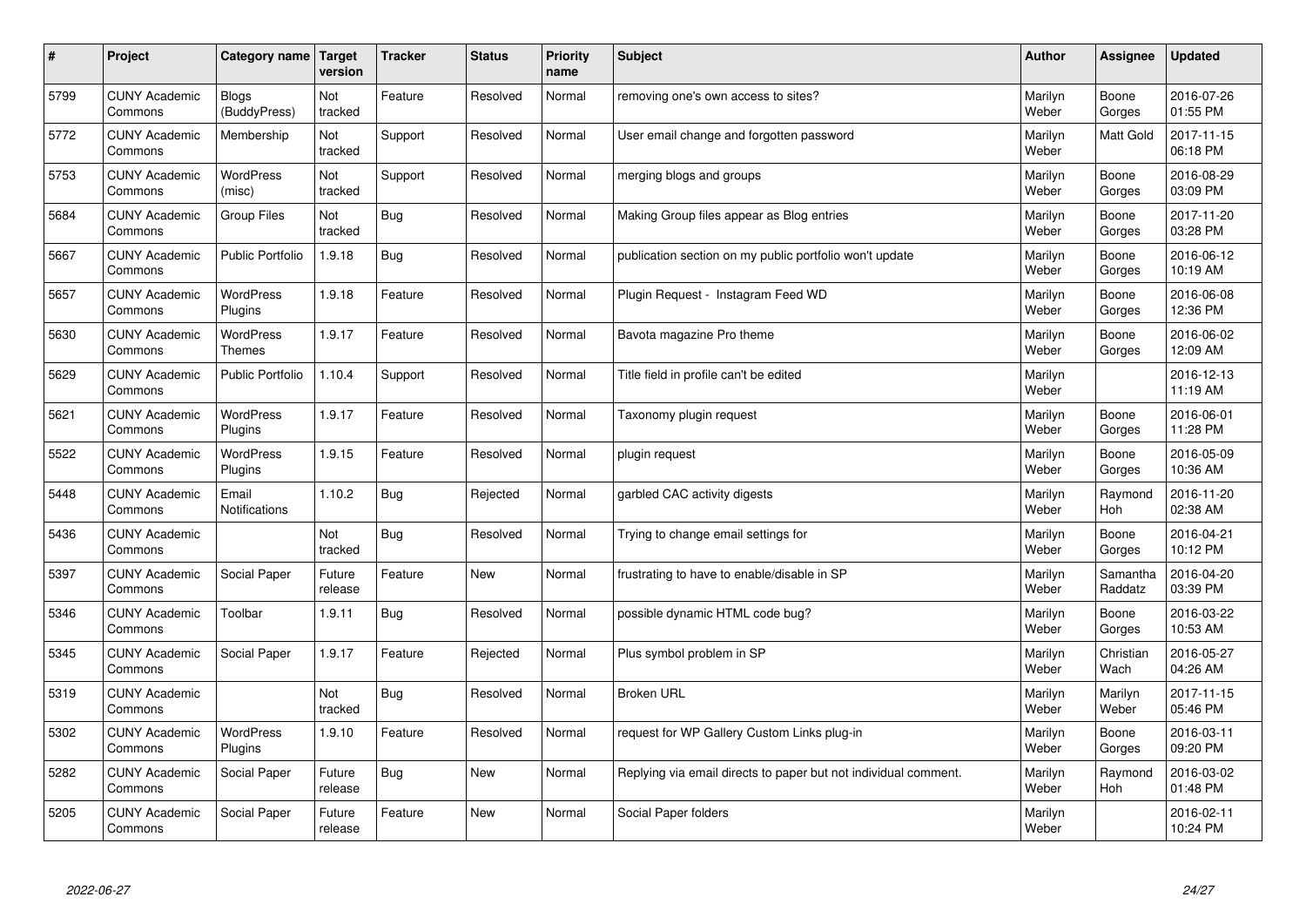| # | Project | Category name | Target version | Tracker | Status | Priority name | Subject | Author | Assignee | Updated |
|---|---|---|---|---|---|---|---|---|---|---|
| 5799 | CUNY Academic Commons | Blogs (BuddyPress) | Not tracked | Feature | Resolved | Normal | removing one's own access to sites? | Marilyn Weber | Boone Gorges | 2016-07-26 01:55 PM |
| 5772 | CUNY Academic Commons | Membership | Not tracked | Support | Resolved | Normal | User email change and forgotten password | Marilyn Weber | Matt Gold | 2017-11-15 06:18 PM |
| 5753 | CUNY Academic Commons | WordPress (misc) | Not tracked | Support | Resolved | Normal | merging blogs and groups | Marilyn Weber | Boone Gorges | 2016-08-29 03:09 PM |
| 5684 | CUNY Academic Commons | Group Files | Not tracked | Bug | Resolved | Normal | Making Group files appear as Blog entries | Marilyn Weber | Boone Gorges | 2017-11-20 03:28 PM |
| 5667 | CUNY Academic Commons | Public Portfolio | 1.9.18 | Bug | Resolved | Normal | publication section on my public portfolio won't update | Marilyn Weber | Boone Gorges | 2016-06-12 10:19 AM |
| 5657 | CUNY Academic Commons | WordPress Plugins | 1.9.18 | Feature | Resolved | Normal | Plugin Request - Instagram Feed WD | Marilyn Weber | Boone Gorges | 2016-06-08 12:36 PM |
| 5630 | CUNY Academic Commons | WordPress Themes | 1.9.17 | Feature | Resolved | Normal | Bavota magazine Pro theme | Marilyn Weber | Boone Gorges | 2016-06-02 12:09 AM |
| 5629 | CUNY Academic Commons | Public Portfolio | 1.10.4 | Support | Resolved | Normal | Title field in profile can't be edited | Marilyn Weber | | 2016-12-13 11:19 AM |
| 5621 | CUNY Academic Commons | WordPress Plugins | 1.9.17 | Feature | Resolved | Normal | Taxonomy plugin request | Marilyn Weber | Boone Gorges | 2016-06-01 11:28 PM |
| 5522 | CUNY Academic Commons | WordPress Plugins | 1.9.15 | Feature | Resolved | Normal | plugin request | Marilyn Weber | Boone Gorges | 2016-05-09 10:36 AM |
| 5448 | CUNY Academic Commons | Email Notifications | 1.10.2 | Bug | Rejected | Normal | garbled CAC activity digests | Marilyn Weber | Raymond Hoh | 2016-11-20 02:38 AM |
| 5436 | CUNY Academic Commons | | Not tracked | Bug | Resolved | Normal | Trying to change email settings for | Marilyn Weber | Boone Gorges | 2016-04-21 10:12 PM |
| 5397 | CUNY Academic Commons | Social Paper | Future release | Feature | New | Normal | frustrating to have to enable/disable in SP | Marilyn Weber | Samantha Raddatz | 2016-04-20 03:39 PM |
| 5346 | CUNY Academic Commons | Toolbar | 1.9.11 | Bug | Resolved | Normal | possible dynamic HTML code bug? | Marilyn Weber | Boone Gorges | 2016-03-22 10:53 AM |
| 5345 | CUNY Academic Commons | Social Paper | 1.9.17 | Feature | Rejected | Normal | Plus symbol problem in SP | Marilyn Weber | Christian Wach | 2016-05-27 04:26 AM |
| 5319 | CUNY Academic Commons | | Not tracked | Bug | Resolved | Normal | Broken URL | Marilyn Weber | Marilyn Weber | 2017-11-15 05:46 PM |
| 5302 | CUNY Academic Commons | WordPress Plugins | 1.9.10 | Feature | Resolved | Normal | request for WP Gallery Custom Links plug-in | Marilyn Weber | Boone Gorges | 2016-03-11 09:20 PM |
| 5282 | CUNY Academic Commons | Social Paper | Future release | Bug | New | Normal | Replying via email directs to paper but not individual comment. | Marilyn Weber | Raymond Hoh | 2016-03-02 01:48 PM |
| 5205 | CUNY Academic Commons | Social Paper | Future release | Feature | New | Normal | Social Paper folders | Marilyn Weber | | 2016-02-11 10:24 PM |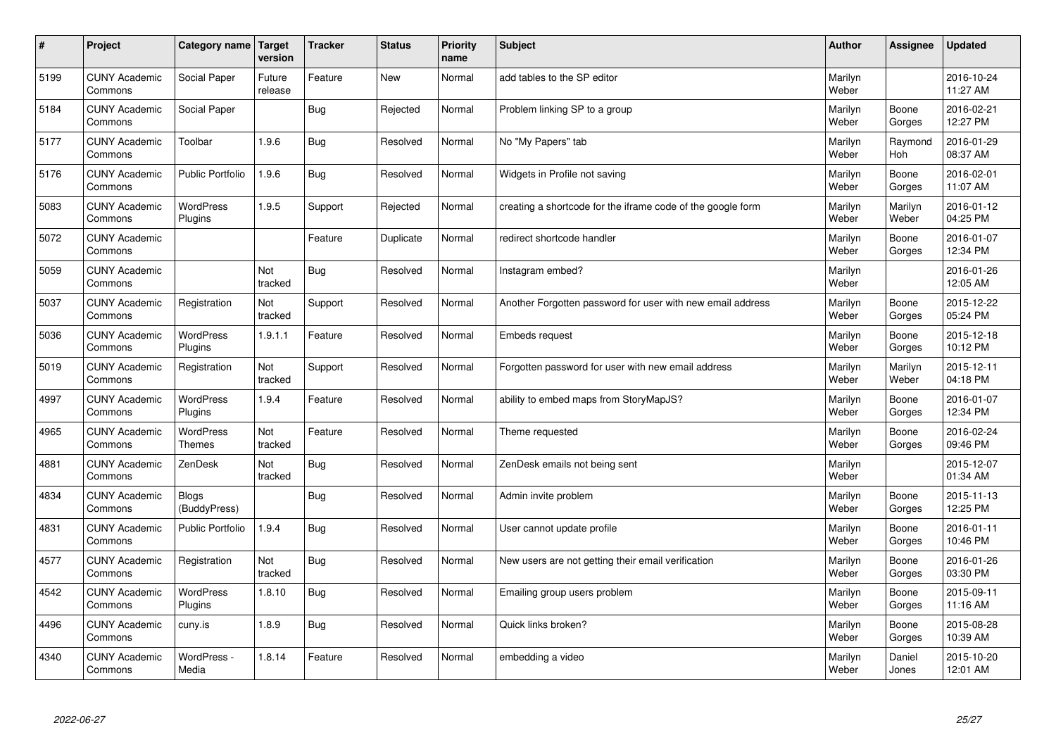| # | Project | Category name | Target version | Tracker | Status | Priority name | Subject | Author | Assignee | Updated |
|---|---|---|---|---|---|---|---|---|---|---|
| 5199 | CUNY Academic Commons | Social Paper | Future release | Feature | New | Normal | add tables to the SP editor | Marilyn Weber | | 2016-10-24 11:27 AM |
| 5184 | CUNY Academic Commons | Social Paper | | Bug | Rejected | Normal | Problem linking SP to a group | Marilyn Weber | Boone Gorges | 2016-02-21 12:27 PM |
| 5177 | CUNY Academic Commons | Toolbar | 1.9.6 | Bug | Resolved | Normal | No "My Papers" tab | Marilyn Weber | Raymond Hoh | 2016-01-29 08:37 AM |
| 5176 | CUNY Academic Commons | Public Portfolio | 1.9.6 | Bug | Resolved | Normal | Widgets in Profile not saving | Marilyn Weber | Boone Gorges | 2016-02-01 11:07 AM |
| 5083 | CUNY Academic Commons | WordPress Plugins | 1.9.5 | Support | Rejected | Normal | creating a shortcode for the iframe code of the google form | Marilyn Weber | Marilyn Weber | 2016-01-12 04:25 PM |
| 5072 | CUNY Academic Commons | | | Feature | Duplicate | Normal | redirect shortcode handler | Marilyn Weber | Boone Gorges | 2016-01-07 12:34 PM |
| 5059 | CUNY Academic Commons | | Not tracked | Bug | Resolved | Normal | Instagram embed? | Marilyn Weber | | 2016-01-26 12:05 AM |
| 5037 | CUNY Academic Commons | Registration | Not tracked | Support | Resolved | Normal | Another Forgotten password for user with new email address | Marilyn Weber | Boone Gorges | 2015-12-22 05:24 PM |
| 5036 | CUNY Academic Commons | WordPress Plugins | 1.9.1.1 | Feature | Resolved | Normal | Embeds request | Marilyn Weber | Boone Gorges | 2015-12-18 10:12 PM |
| 5019 | CUNY Academic Commons | Registration | Not tracked | Support | Resolved | Normal | Forgotten password for user with new email address | Marilyn Weber | Marilyn Weber | 2015-12-11 04:18 PM |
| 4997 | CUNY Academic Commons | WordPress Plugins | 1.9.4 | Feature | Resolved | Normal | ability to embed maps from StoryMapJS? | Marilyn Weber | Boone Gorges | 2016-01-07 12:34 PM |
| 4965 | CUNY Academic Commons | WordPress Themes | Not tracked | Feature | Resolved | Normal | Theme requested | Marilyn Weber | Boone Gorges | 2016-02-24 09:46 PM |
| 4881 | CUNY Academic Commons | ZenDesk | Not tracked | Bug | Resolved | Normal | ZenDesk emails not being sent | Marilyn Weber | | 2015-12-07 01:34 AM |
| 4834 | CUNY Academic Commons | Blogs (BuddyPress) | | Bug | Resolved | Normal | Admin invite problem | Marilyn Weber | Boone Gorges | 2015-11-13 12:25 PM |
| 4831 | CUNY Academic Commons | Public Portfolio | 1.9.4 | Bug | Resolved | Normal | User cannot update profile | Marilyn Weber | Boone Gorges | 2016-01-11 10:46 PM |
| 4577 | CUNY Academic Commons | Registration | Not tracked | Bug | Resolved | Normal | New users are not getting their email verification | Marilyn Weber | Boone Gorges | 2016-01-26 03:30 PM |
| 4542 | CUNY Academic Commons | WordPress Plugins | 1.8.10 | Bug | Resolved | Normal | Emailing group users problem | Marilyn Weber | Boone Gorges | 2015-09-11 11:16 AM |
| 4496 | CUNY Academic Commons | cuny.is | 1.8.9 | Bug | Resolved | Normal | Quick links broken? | Marilyn Weber | Boone Gorges | 2015-08-28 10:39 AM |
| 4340 | CUNY Academic Commons | WordPress - Media | 1.8.14 | Feature | Resolved | Normal | embedding a video | Marilyn Weber | Daniel Jones | 2015-10-20 12:01 AM |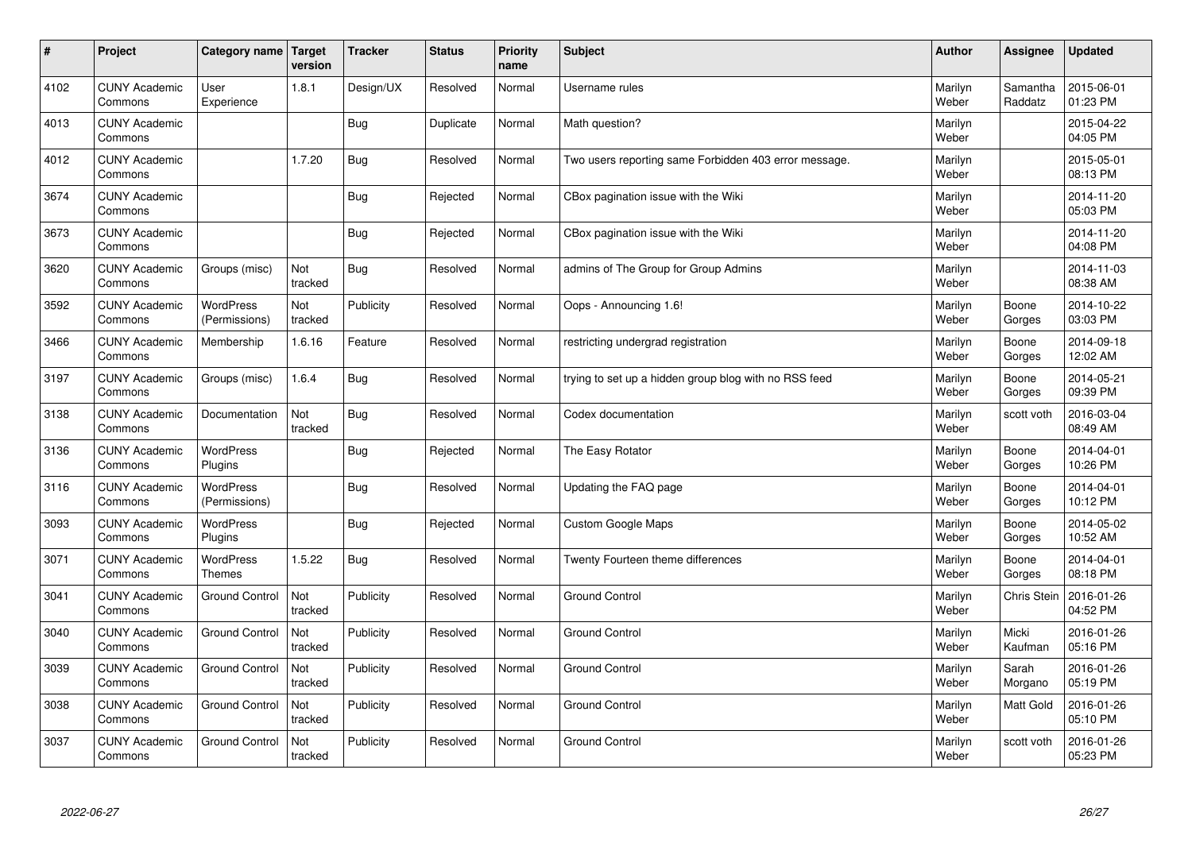| # | Project | Category name | Target version | Tracker | Status | Priority name | Subject | Author | Assignee | Updated |
|---|---|---|---|---|---|---|---|---|---|---|
| 4102 | CUNY Academic Commons | User Experience | 1.8.1 | Design/UX | Resolved | Normal | Username rules | Marilyn Weber | Samantha Raddatz | 2015-06-01 01:23 PM |
| 4013 | CUNY Academic Commons | | | Bug | Duplicate | Normal | Math question? | Marilyn Weber | | 2015-04-22 04:05 PM |
| 4012 | CUNY Academic Commons | | 1.7.20 | Bug | Resolved | Normal | Two users reporting same Forbidden 403 error message. | Marilyn Weber | | 2015-05-01 08:13 PM |
| 3674 | CUNY Academic Commons | | | Bug | Rejected | Normal | CBox pagination issue with the Wiki | Marilyn Weber | | 2014-11-20 05:03 PM |
| 3673 | CUNY Academic Commons | | | Bug | Rejected | Normal | CBox pagination issue with the Wiki | Marilyn Weber | | 2014-11-20 04:08 PM |
| 3620 | CUNY Academic Commons | Groups (misc) | Not tracked | Bug | Resolved | Normal | admins of The Group for Group Admins | Marilyn Weber | | 2014-11-03 08:38 AM |
| 3592 | CUNY Academic Commons | WordPress (Permissions) | Not tracked | Publicity | Resolved | Normal | Oops - Announcing 1.6! | Marilyn Weber | Boone Gorges | 2014-10-22 03:03 PM |
| 3466 | CUNY Academic Commons | Membership | 1.6.16 | Feature | Resolved | Normal | restricting undergrad registration | Marilyn Weber | Boone Gorges | 2014-09-18 12:02 AM |
| 3197 | CUNY Academic Commons | Groups (misc) | 1.6.4 | Bug | Resolved | Normal | trying to set up a hidden group blog with no RSS feed | Marilyn Weber | Boone Gorges | 2014-05-21 09:39 PM |
| 3138 | CUNY Academic Commons | Documentation | Not tracked | Bug | Resolved | Normal | Codex documentation | Marilyn Weber | scott voth | 2016-03-04 08:49 AM |
| 3136 | CUNY Academic Commons | WordPress Plugins | | Bug | Rejected | Normal | The Easy Rotator | Marilyn Weber | Boone Gorges | 2014-04-01 10:26 PM |
| 3116 | CUNY Academic Commons | WordPress (Permissions) | | Bug | Resolved | Normal | Updating the FAQ page | Marilyn Weber | Boone Gorges | 2014-04-01 10:12 PM |
| 3093 | CUNY Academic Commons | WordPress Plugins | | Bug | Rejected | Normal | Custom Google Maps | Marilyn Weber | Boone Gorges | 2014-05-02 10:52 AM |
| 3071 | CUNY Academic Commons | WordPress Themes | 1.5.22 | Bug | Resolved | Normal | Twenty Fourteen theme differences | Marilyn Weber | Boone Gorges | 2014-04-01 08:18 PM |
| 3041 | CUNY Academic Commons | Ground Control | Not tracked | Publicity | Resolved | Normal | Ground Control | Marilyn Weber | Chris Stein | 2016-01-26 04:52 PM |
| 3040 | CUNY Academic Commons | Ground Control | Not tracked | Publicity | Resolved | Normal | Ground Control | Marilyn Weber | Micki Kaufman | 2016-01-26 05:16 PM |
| 3039 | CUNY Academic Commons | Ground Control | Not tracked | Publicity | Resolved | Normal | Ground Control | Marilyn Weber | Sarah Morgano | 2016-01-26 05:19 PM |
| 3038 | CUNY Academic Commons | Ground Control | Not tracked | Publicity | Resolved | Normal | Ground Control | Marilyn Weber | Matt Gold | 2016-01-26 05:10 PM |
| 3037 | CUNY Academic Commons | Ground Control | Not tracked | Publicity | Resolved | Normal | Ground Control | Marilyn Weber | scott voth | 2016-01-26 05:23 PM |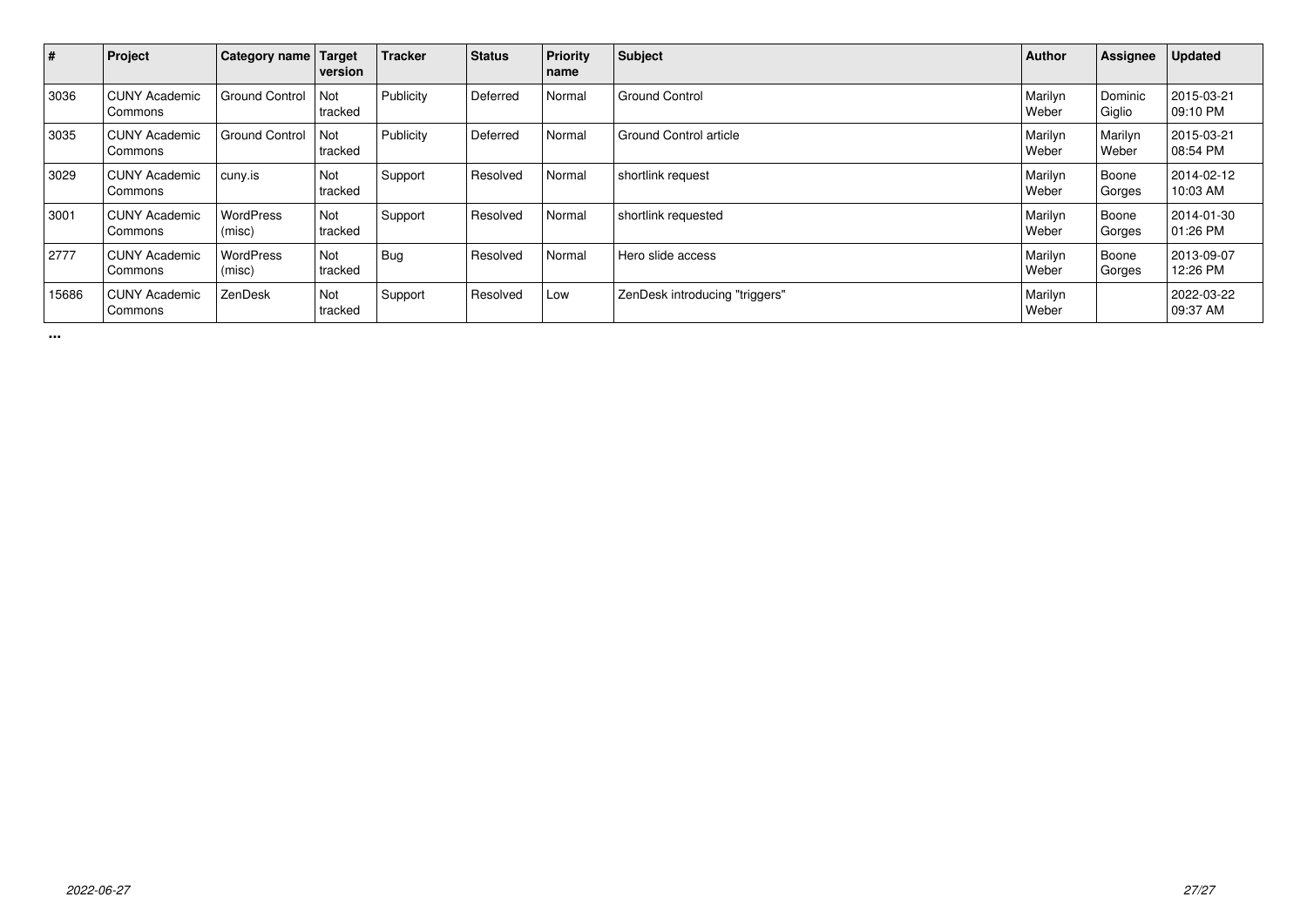| # | Project | Category name | Target version | Tracker | Status | Priority name | Subject | Author | Assignee | Updated |
|---|---|---|---|---|---|---|---|---|---|---|
| 3036 | CUNY Academic Commons | Ground Control | Not tracked | Publicity | Deferred | Normal | Ground Control | Marilyn Weber | Dominic Giglio | 2015-03-21 09:10 PM |
| 3035 | CUNY Academic Commons | Ground Control | Not tracked | Publicity | Deferred | Normal | Ground Control article | Marilyn Weber | Marilyn Weber | 2015-03-21 08:54 PM |
| 3029 | CUNY Academic Commons | cuny.is | Not tracked | Support | Resolved | Normal | shortlink request | Marilyn Weber | Boone Gorges | 2014-02-12 10:03 AM |
| 3001 | CUNY Academic Commons | WordPress (misc) | Not tracked | Support | Resolved | Normal | shortlink requested | Marilyn Weber | Boone Gorges | 2014-01-30 01:26 PM |
| 2777 | CUNY Academic Commons | WordPress (misc) | Not tracked | Bug | Resolved | Normal | Hero slide access | Marilyn Weber | Boone Gorges | 2013-09-07 12:26 PM |
| 15686 | CUNY Academic Commons | ZenDesk | Not tracked | Support | Resolved | Low | ZenDesk introducing "triggers" | Marilyn Weber | | 2022-03-22 09:37 AM |

...